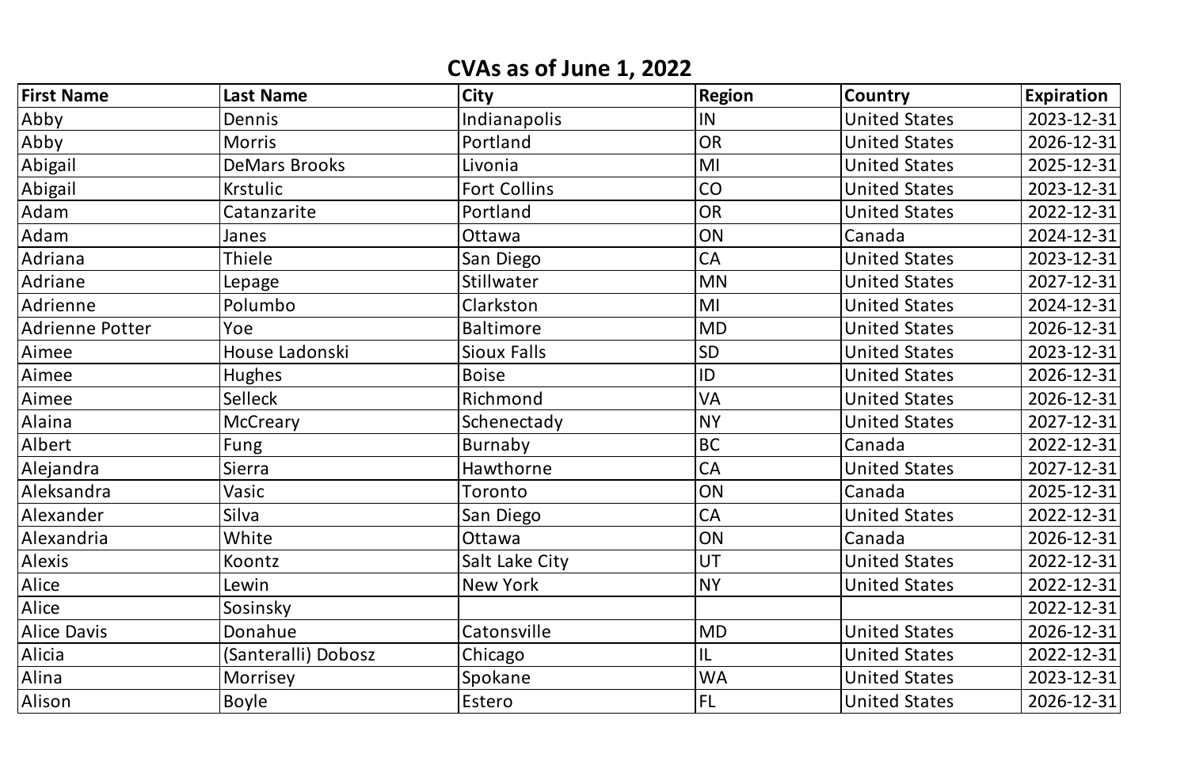# CVAs as of June 1, 2022

| First Name | Last Name | City | Region | Country | Expiration |
|---|---|---|---|---|---|
| Abby | Dennis | Indianapolis | IN | United States | 2023-12-31 |
| Abby | Morris | Portland | OR | United States | 2026-12-31 |
| Abigail | DeMars Brooks | Livonia | MI | United States | 2025-12-31 |
| Abigail | Krstulic | Fort Collins | CO | United States | 2023-12-31 |
| Adam | Catanzarite | Portland | OR | United States | 2022-12-31 |
| Adam | Janes | Ottawa | ON | Canada | 2024-12-31 |
| Adriana | Thiele | San Diego | CA | United States | 2023-12-31 |
| Adriane | Lepage | Stillwater | MN | United States | 2027-12-31 |
| Adrienne | Polumbo | Clarkston | MI | United States | 2024-12-31 |
| Adrienne Potter | Yoe | Baltimore | MD | United States | 2026-12-31 |
| Aimee | House Ladonski | Sioux Falls | SD | United States | 2023-12-31 |
| Aimee | Hughes | Boise | ID | United States | 2026-12-31 |
| Aimee | Selleck | Richmond | VA | United States | 2026-12-31 |
| Alaina | McCreary | Schenectady | NY | United States | 2027-12-31 |
| Albert | Fung | Burnaby | BC | Canada | 2022-12-31 |
| Alejandra | Sierra | Hawthorne | CA | United States | 2027-12-31 |
| Aleksandra | Vasic | Toronto | ON | Canada | 2025-12-31 |
| Alexander | Silva | San Diego | CA | United States | 2022-12-31 |
| Alexandria | White | Ottawa | ON | Canada | 2026-12-31 |
| Alexis | Koontz | Salt Lake City | UT | United States | 2022-12-31 |
| Alice | Lewin | New York | NY | United States | 2022-12-31 |
| Alice | Sosinsky | | | | 2022-12-31 |
| Alice Davis | Donahue | Catonsville | MD | United States | 2026-12-31 |
| Alicia | (Santeralli) Dobosz | Chicago | IL | United States | 2022-12-31 |
| Alina | Morrisey | Spokane | WA | United States | 2023-12-31 |
| Alison | Boyle | Estero | FL | United States | 2026-12-31 |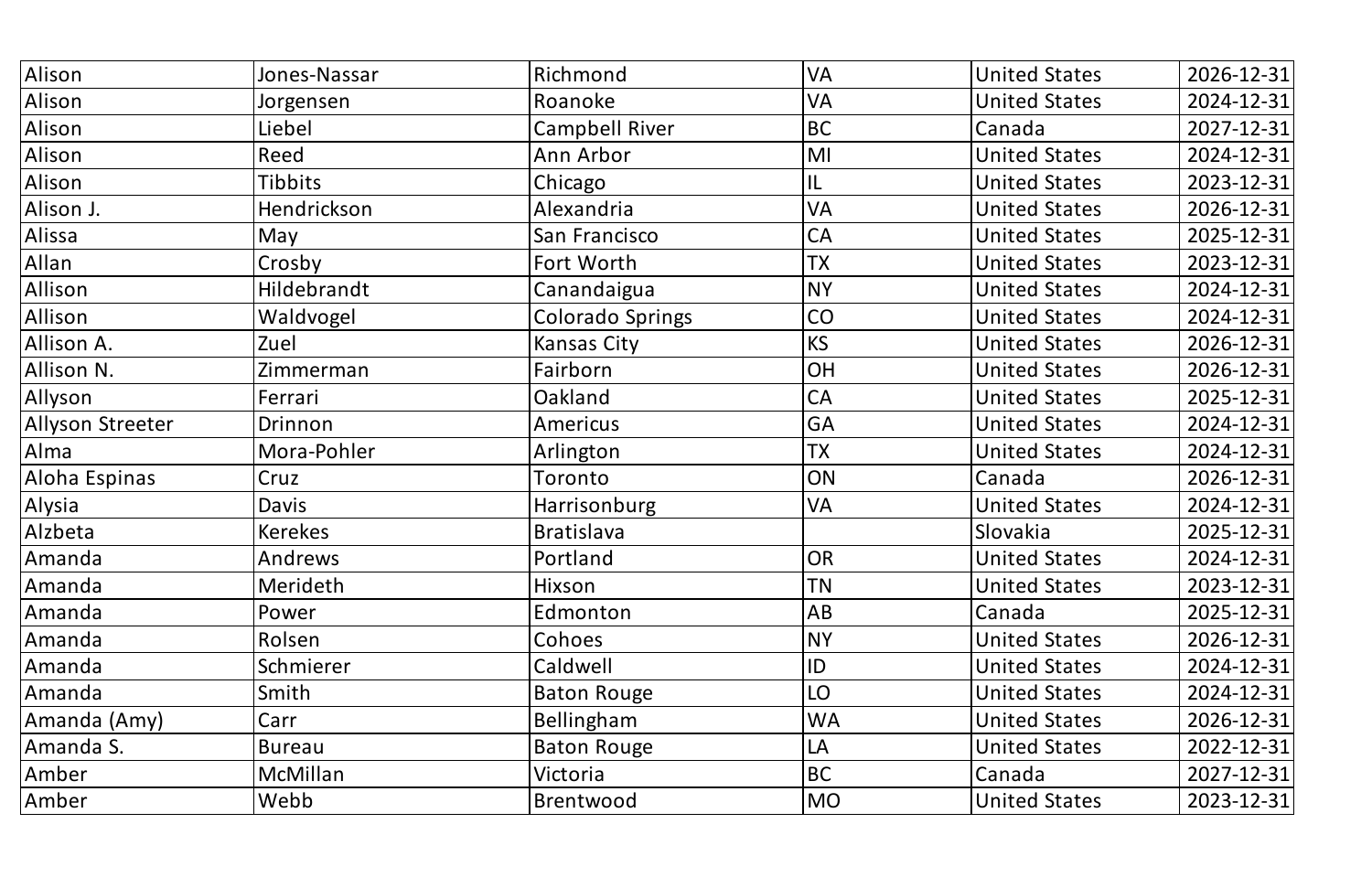| Alison | Jones-Nassar | Richmond | VA | United States | 2026-12-31 |
|---|---|---|---|---|---|
| Alison | Jorgensen | Roanoke | VA | United States | 2024-12-31 |
| Alison | Liebel | Campbell River | BC | Canada | 2027-12-31 |
| Alison | Reed | Ann Arbor | MI | United States | 2024-12-31 |
| Alison | Tibbits | Chicago | IL | United States | 2023-12-31 |
| Alison J. | Hendrickson | Alexandria | VA | United States | 2026-12-31 |
| Alissa | May | San Francisco | CA | United States | 2025-12-31 |
| Allan | Crosby | Fort Worth | TX | United States | 2023-12-31 |
| Allison | Hildebrandt | Canandaigua | NY | United States | 2024-12-31 |
| Allison | Waldvogel | Colorado Springs | CO | United States | 2024-12-31 |
| Allison A. | Zuel | Kansas City | KS | United States | 2026-12-31 |
| Allison N. | Zimmerman | Fairborn | OH | United States | 2026-12-31 |
| Allyson | Ferrari | Oakland | CA | United States | 2025-12-31 |
| Allyson Streeter | Drinnon | Americus | GA | United States | 2024-12-31 |
| Alma | Mora-Pohler | Arlington | TX | United States | 2024-12-31 |
| Aloha Espinas | Cruz | Toronto | ON | Canada | 2026-12-31 |
| Alysia | Davis | Harrisonburg | VA | United States | 2024-12-31 |
| Alzbeta | Kerekes | Bratislava | | Slovakia | 2025-12-31 |
| Amanda | Andrews | Portland | OR | United States | 2024-12-31 |
| Amanda | Merideth | Hixson | TN | United States | 2023-12-31 |
| Amanda | Power | Edmonton | AB | Canada | 2025-12-31 |
| Amanda | Rolsen | Cohoes | NY | United States | 2026-12-31 |
| Amanda | Schmierer | Caldwell | ID | United States | 2024-12-31 |
| Amanda | Smith | Baton Rouge | LO | United States | 2024-12-31 |
| Amanda (Amy) | Carr | Bellingham | WA | United States | 2026-12-31 |
| Amanda S. | Bureau | Baton Rouge | LA | United States | 2022-12-31 |
| Amber | McMillan | Victoria | BC | Canada | 2027-12-31 |
| Amber | Webb | Brentwood | MO | United States | 2023-12-31 |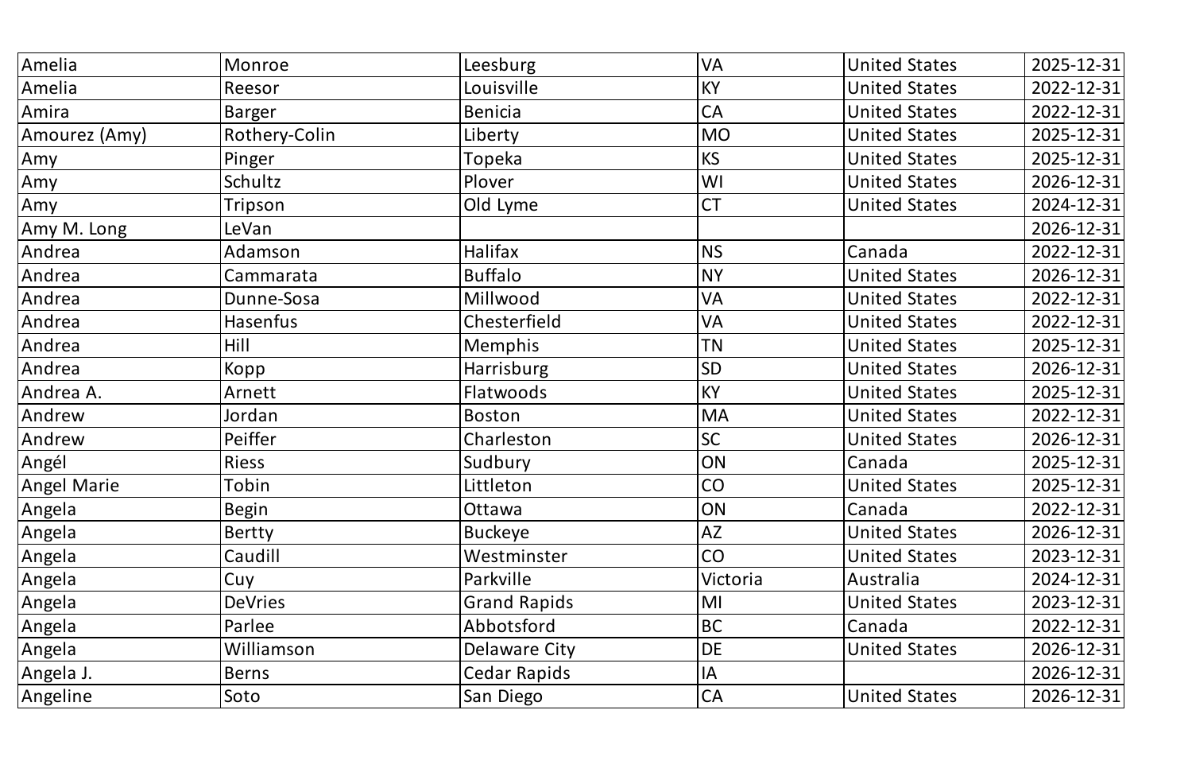| Amelia | Monroe | Leesburg | VA | United States | 2025-12-31 |
|---|---|---|---|---|---|
| Amelia | Reesor | Louisville | KY | United States | 2022-12-31 |
| Amira | Barger | Benicia | CA | United States | 2022-12-31 |
| Amourez (Amy) | Rothery-Colin | Liberty | MO | United States | 2025-12-31 |
| Amy | Pinger | Topeka | KS | United States | 2025-12-31 |
| Amy | Schultz | Plover | WI | United States | 2026-12-31 |
| Amy | Tripson | Old Lyme | CT | United States | 2024-12-31 |
| Amy M. Long | LeVan | | | | 2026-12-31 |
| Andrea | Adamson | Halifax | NS | Canada | 2022-12-31 |
| Andrea | Cammarata | Buffalo | NY | United States | 2026-12-31 |
| Andrea | Dunne-Sosa | Millwood | VA | United States | 2022-12-31 |
| Andrea | Hasenfus | Chesterfield | VA | United States | 2022-12-31 |
| Andrea | Hill | Memphis | TN | United States | 2025-12-31 |
| Andrea | Kopp | Harrisburg | SD | United States | 2026-12-31 |
| Andrea A. | Arnett | Flatwoods | KY | United States | 2025-12-31 |
| Andrew | Jordan | Boston | MA | United States | 2022-12-31 |
| Andrew | Peiffer | Charleston | SC | United States | 2026-12-31 |
| Angél | Riess | Sudbury | ON | Canada | 2025-12-31 |
| Angel Marie | Tobin | Littleton | CO | United States | 2025-12-31 |
| Angela | Begin | Ottawa | ON | Canada | 2022-12-31 |
| Angela | Bertty | Buckeye | AZ | United States | 2026-12-31 |
| Angela | Caudill | Westminster | CO | United States | 2023-12-31 |
| Angela | Cuy | Parkville | Victoria | Australia | 2024-12-31 |
| Angela | DeVries | Grand Rapids | MI | United States | 2023-12-31 |
| Angela | Parlee | Abbotsford | BC | Canada | 2022-12-31 |
| Angela | Williamson | Delaware City | DE | United States | 2026-12-31 |
| Angela J. | Berns | Cedar Rapids | IA | | 2026-12-31 |
| Angeline | Soto | San Diego | CA | United States | 2026-12-31 |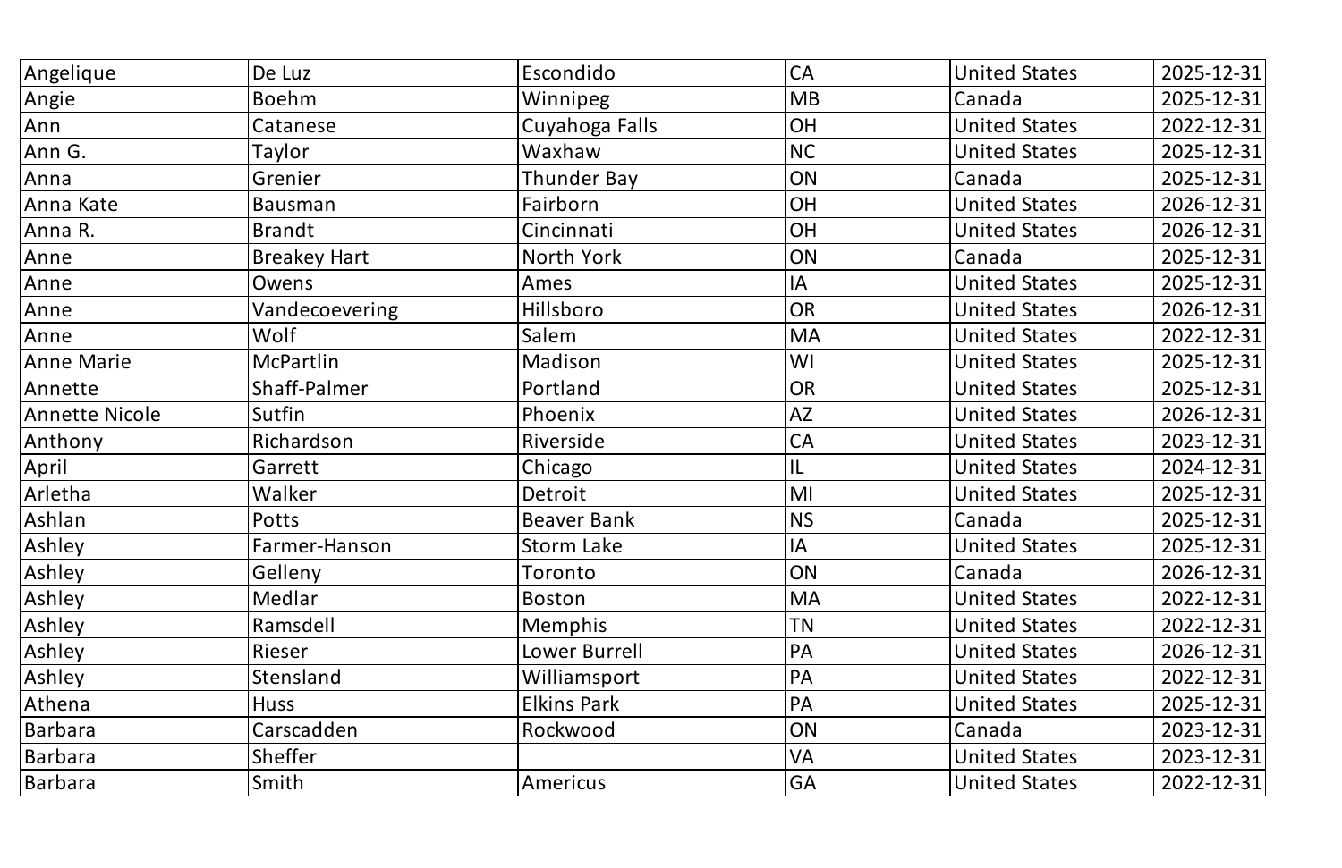| Angelique | De Luz | Escondido | CA | United States | 2025-12-31 |
|---|---|---|---|---|---|
| Angie | Boehm | Winnipeg | MB | Canada | 2025-12-31 |
| Ann | Catanese | Cuyahoga Falls | OH | United States | 2022-12-31 |
| Ann G. | Taylor | Waxhaw | NC | United States | 2025-12-31 |
| Anna | Grenier | Thunder Bay | ON | Canada | 2025-12-31 |
| Anna Kate | Bausman | Fairborn | OH | United States | 2026-12-31 |
| Anna R. | Brandt | Cincinnati | OH | United States | 2026-12-31 |
| Anne | Breakey Hart | North York | ON | Canada | 2025-12-31 |
| Anne | Owens | Ames | IA | United States | 2025-12-31 |
| Anne | Vandecoevering | Hillsboro | OR | United States | 2026-12-31 |
| Anne | Wolf | Salem | MA | United States | 2022-12-31 |
| Anne Marie | McPartlin | Madison | WI | United States | 2025-12-31 |
| Annette | Shaff-Palmer | Portland | OR | United States | 2025-12-31 |
| Annette Nicole | Sutfin | Phoenix | AZ | United States | 2026-12-31 |
| Anthony | Richardson | Riverside | CA | United States | 2023-12-31 |
| April | Garrett | Chicago | IL | United States | 2024-12-31 |
| Arletha | Walker | Detroit | MI | United States | 2025-12-31 |
| Ashlan | Potts | Beaver Bank | NS | Canada | 2025-12-31 |
| Ashley | Farmer-Hanson | Storm Lake | IA | United States | 2025-12-31 |
| Ashley | Gelleny | Toronto | ON | Canada | 2026-12-31 |
| Ashley | Medlar | Boston | MA | United States | 2022-12-31 |
| Ashley | Ramsdell | Memphis | TN | United States | 2022-12-31 |
| Ashley | Rieser | Lower Burrell | PA | United States | 2026-12-31 |
| Ashley | Stensland | Williamsport | PA | United States | 2022-12-31 |
| Athena | Huss | Elkins Park | PA | United States | 2025-12-31 |
| Barbara | Carscadden | Rockwood | ON | Canada | 2023-12-31 |
| Barbara | Sheffer | | VA | United States | 2023-12-31 |
| Barbara | Smith | Americus | GA | United States | 2022-12-31 |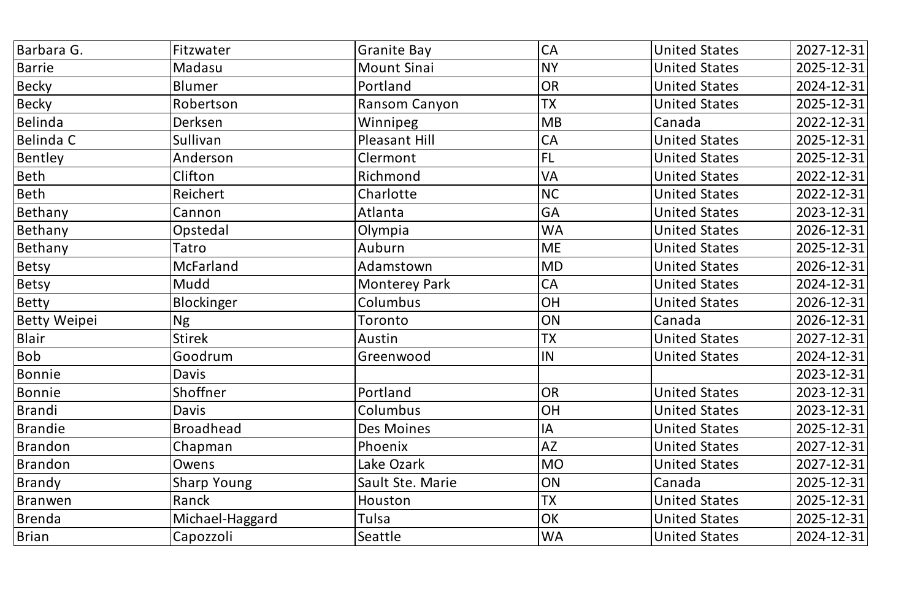| Barbara G. | Fitzwater | Granite Bay | CA | United States | 2027-12-31 |
|---|---|---|---|---|---|
| Barrie | Madasu | Mount Sinai | NY | United States | 2025-12-31 |
| Becky | Blumer | Portland | OR | United States | 2024-12-31 |
| Becky | Robertson | Ransom Canyon | TX | United States | 2025-12-31 |
| Belinda | Derksen | Winnipeg | MB | Canada | 2022-12-31 |
| Belinda C | Sullivan | Pleasant Hill | CA | United States | 2025-12-31 |
| Bentley | Anderson | Clermont | FL | United States | 2025-12-31 |
| Beth | Clifton | Richmond | VA | United States | 2022-12-31 |
| Beth | Reichert | Charlotte | NC | United States | 2022-12-31 |
| Bethany | Cannon | Atlanta | GA | United States | 2023-12-31 |
| Bethany | Opstedal | Olympia | WA | United States | 2026-12-31 |
| Bethany | Tatro | Auburn | ME | United States | 2025-12-31 |
| Betsy | McFarland | Adamstown | MD | United States | 2026-12-31 |
| Betsy | Mudd | Monterey Park | CA | United States | 2024-12-31 |
| Betty | Blockinger | Columbus | OH | United States | 2026-12-31 |
| Betty Weipei | Ng | Toronto | ON | Canada | 2026-12-31 |
| Blair | Stirek | Austin | TX | United States | 2027-12-31 |
| Bob | Goodrum | Greenwood | IN | United States | 2024-12-31 |
| Bonnie | Davis | | | | 2023-12-31 |
| Bonnie | Shoffner | Portland | OR | United States | 2023-12-31 |
| Brandi | Davis | Columbus | OH | United States | 2023-12-31 |
| Brandie | Broadhead | Des Moines | IA | United States | 2025-12-31 |
| Brandon | Chapman | Phoenix | AZ | United States | 2027-12-31 |
| Brandon | Owens | Lake Ozark | MO | United States | 2027-12-31 |
| Brandy | Sharp Young | Sault Ste. Marie | ON | Canada | 2025-12-31 |
| Branwen | Ranck | Houston | TX | United States | 2025-12-31 |
| Brenda | Michael-Haggard | Tulsa | OK | United States | 2025-12-31 |
| Brian | Capozzoli | Seattle | WA | United States | 2024-12-31 |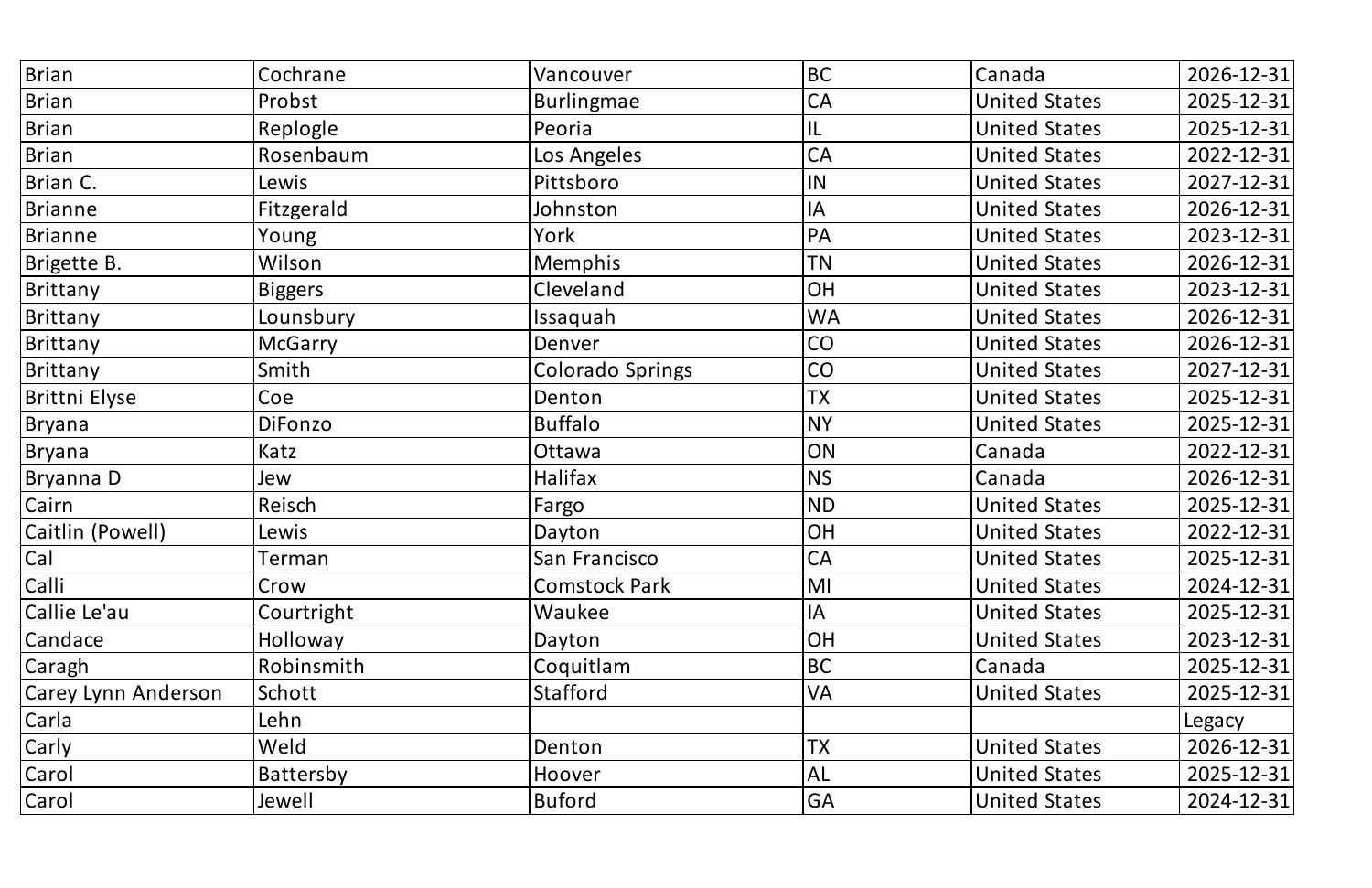| Brian | Cochrane | Vancouver | BC | Canada | 2026-12-31 |
|---|---|---|---|---|---|
| Brian | Probst | Burlingmae | CA | United States | 2025-12-31 |
| Brian | Replogle | Peoria | IL | United States | 2025-12-31 |
| Brian | Rosenbaum | Los Angeles | CA | United States | 2022-12-31 |
| Brian C. | Lewis | Pittsboro | IN | United States | 2027-12-31 |
| Brianne | Fitzgerald | Johnston | IA | United States | 2026-12-31 |
| Brianne | Young | York | PA | United States | 2023-12-31 |
| Brigette B. | Wilson | Memphis | TN | United States | 2026-12-31 |
| Brittany | Biggers | Cleveland | OH | United States | 2023-12-31 |
| Brittany | Lounsbury | Issaquah | WA | United States | 2026-12-31 |
| Brittany | McGarry | Denver | CO | United States | 2026-12-31 |
| Brittany | Smith | Colorado Springs | CO | United States | 2027-12-31 |
| Brittni Elyse | Coe | Denton | TX | United States | 2025-12-31 |
| Bryana | DiFonzo | Buffalo | NY | United States | 2025-12-31 |
| Bryana | Katz | Ottawa | ON | Canada | 2022-12-31 |
| Bryanna D | Jew | Halifax | NS | Canada | 2026-12-31 |
| Cairn | Reisch | Fargo | ND | United States | 2025-12-31 |
| Caitlin (Powell) | Lewis | Dayton | OH | United States | 2022-12-31 |
| Cal | Terman | San Francisco | CA | United States | 2025-12-31 |
| Calli | Crow | Comstock Park | MI | United States | 2024-12-31 |
| Callie Le'au | Courtright | Waukee | IA | United States | 2025-12-31 |
| Candace | Holloway | Dayton | OH | United States | 2023-12-31 |
| Caragh | Robinsmith | Coquitlam | BC | Canada | 2025-12-31 |
| Carey Lynn Anderson | Schott | Stafford | VA | United States | 2025-12-31 |
| Carla | Lehn | | | | Legacy |
| Carly | Weld | Denton | TX | United States | 2026-12-31 |
| Carol | Battersby | Hoover | AL | United States | 2025-12-31 |
| Carol | Jewell | Buford | GA | United States | 2024-12-31 |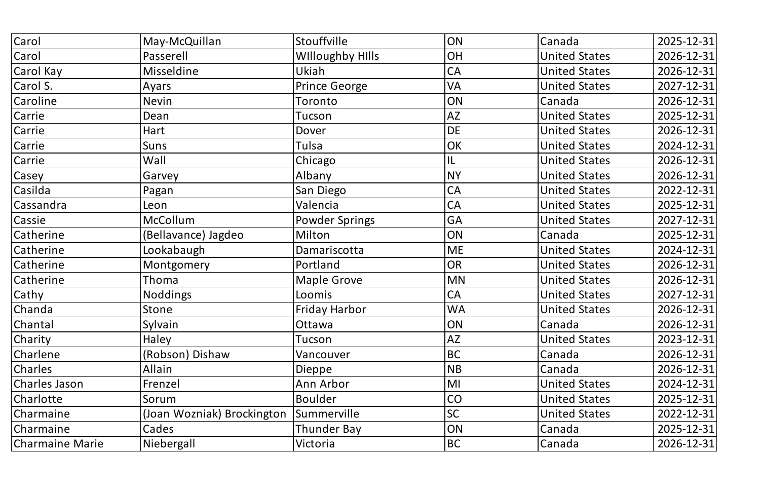| Carol | May-McQuillan | Stouffville | ON | Canada | 2025-12-31 |
|---|---|---|---|---|---|
| Carol | Passerell | WIlloughby HIlls | OH | United States | 2026-12-31 |
| Carol Kay | Misseldine | Ukiah | CA | United States | 2026-12-31 |
| Carol S. | Ayars | Prince George | VA | United States | 2027-12-31 |
| Caroline | Nevin | Toronto | ON | Canada | 2026-12-31 |
| Carrie | Dean | Tucson | AZ | United States | 2025-12-31 |
| Carrie | Hart | Dover | DE | United States | 2026-12-31 |
| Carrie | Suns | Tulsa | OK | United States | 2024-12-31 |
| Carrie | Wall | Chicago | IL | United States | 2026-12-31 |
| Casey | Garvey | Albany | NY | United States | 2026-12-31 |
| Casilda | Pagan | San Diego | CA | United States | 2022-12-31 |
| Cassandra | Leon | Valencia | CA | United States | 2025-12-31 |
| Cassie | McCollum | Powder Springs | GA | United States | 2027-12-31 |
| Catherine | (Bellavance) Jagdeo | Milton | ON | Canada | 2025-12-31 |
| Catherine | Lookabaugh | Damariscotta | ME | United States | 2024-12-31 |
| Catherine | Montgomery | Portland | OR | United States | 2026-12-31 |
| Catherine | Thoma | Maple Grove | MN | United States | 2026-12-31 |
| Cathy | Noddings | Loomis | CA | United States | 2027-12-31 |
| Chanda | Stone | Friday Harbor | WA | United States | 2026-12-31 |
| Chantal | Sylvain | Ottawa | ON | Canada | 2026-12-31 |
| Charity | Haley | Tucson | AZ | United States | 2023-12-31 |
| Charlene | (Robson) Dishaw | Vancouver | BC | Canada | 2026-12-31 |
| Charles | Allain | Dieppe | NB | Canada | 2026-12-31 |
| Charles Jason | Frenzel | Ann Arbor | MI | United States | 2024-12-31 |
| Charlotte | Sorum | Boulder | CO | United States | 2025-12-31 |
| Charmaine | (Joan Wozniak) Brockington | Summerville | SC | United States | 2022-12-31 |
| Charmaine | Cades | Thunder Bay | ON | Canada | 2025-12-31 |
| Charmaine Marie | Niebergall | Victoria | BC | Canada | 2026-12-31 |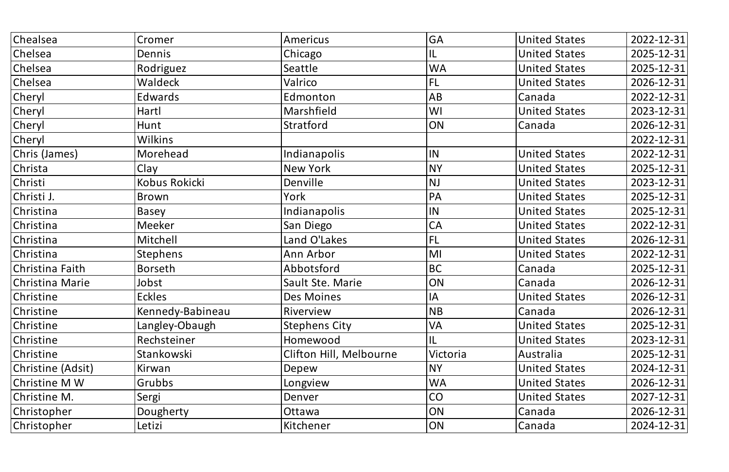| Chealsea | Cromer | Americus | GA | United States | 2022-12-31 |
|---|---|---|---|---|---|
| Chelsea | Dennis | Chicago | IL | United States | 2025-12-31 |
| Chelsea | Rodriguez | Seattle | WA | United States | 2025-12-31 |
| Chelsea | Waldeck | Valrico | FL | United States | 2026-12-31 |
| Cheryl | Edwards | Edmonton | AB | Canada | 2022-12-31 |
| Cheryl | Hartl | Marshfield | WI | United States | 2023-12-31 |
| Cheryl | Hunt | Stratford | ON | Canada | 2026-12-31 |
| Cheryl | Wilkins | | | | 2022-12-31 |
| Chris (James) | Morehead | Indianapolis | IN | United States | 2022-12-31 |
| Christa | Clay | New York | NY | United States | 2025-12-31 |
| Christi | Kobus Rokicki | Denville | NJ | United States | 2023-12-31 |
| Christi J. | Brown | York | PA | United States | 2025-12-31 |
| Christina | Basey | Indianapolis | IN | United States | 2025-12-31 |
| Christina | Meeker | San Diego | CA | United States | 2022-12-31 |
| Christina | Mitchell | Land O'Lakes | FL | United States | 2026-12-31 |
| Christina | Stephens | Ann Arbor | MI | United States | 2022-12-31 |
| Christina Faith | Borseth | Abbotsford | BC | Canada | 2025-12-31 |
| Christina Marie | Jobst | Sault Ste. Marie | ON | Canada | 2026-12-31 |
| Christine | Eckles | Des Moines | IA | United States | 2026-12-31 |
| Christine | Kennedy-Babineau | Riverview | NB | Canada | 2026-12-31 |
| Christine | Langley-Obaugh | Stephens City | VA | United States | 2025-12-31 |
| Christine | Rechsteiner | Homewood | IL | United States | 2023-12-31 |
| Christine | Stankowski | Clifton Hill, Melbourne | Victoria | Australia | 2025-12-31 |
| Christine (Adsit) | Kirwan | Depew | NY | United States | 2024-12-31 |
| Christine M W | Grubbs | Longview | WA | United States | 2026-12-31 |
| Christine M. | Sergi | Denver | CO | United States | 2027-12-31 |
| Christopher | Dougherty | Ottawa | ON | Canada | 2026-12-31 |
| Christopher | Letizi | Kitchener | ON | Canada | 2024-12-31 |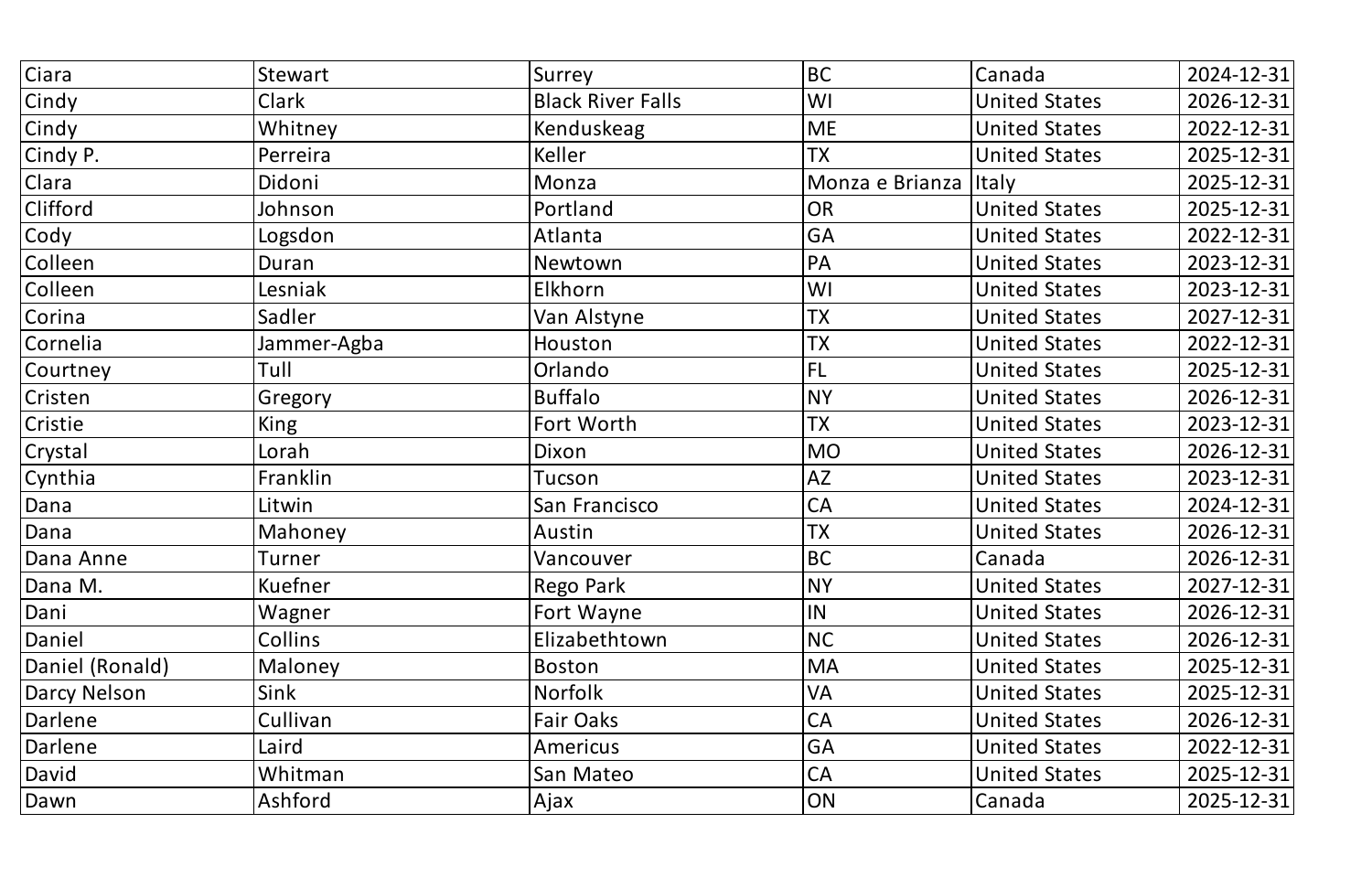| Ciara | Stewart | Surrey | BC | Canada | 2024-12-31 |
|---|---|---|---|---|---|
| Cindy | Clark | Black River Falls | WI | United States | 2026-12-31 |
| Cindy | Whitney | Kenduskeag | ME | United States | 2022-12-31 |
| Cindy P. | Perreira | Keller | TX | United States | 2025-12-31 |
| Clara | Didoni | Monza | Monza e Brianza | Italy | 2025-12-31 |
| Clifford | Johnson | Portland | OR | United States | 2025-12-31 |
| Cody | Logsdon | Atlanta | GA | United States | 2022-12-31 |
| Colleen | Duran | Newtown | PA | United States | 2023-12-31 |
| Colleen | Lesniak | Elkhorn | WI | United States | 2023-12-31 |
| Corina | Sadler | Van Alstyne | TX | United States | 2027-12-31 |
| Cornelia | Jammer-Agba | Houston | TX | United States | 2022-12-31 |
| Courtney | Tull | Orlando | FL | United States | 2025-12-31 |
| Cristen | Gregory | Buffalo | NY | United States | 2026-12-31 |
| Cristie | King | Fort Worth | TX | United States | 2023-12-31 |
| Crystal | Lorah | Dixon | MO | United States | 2026-12-31 |
| Cynthia | Franklin | Tucson | AZ | United States | 2023-12-31 |
| Dana | Litwin | San Francisco | CA | United States | 2024-12-31 |
| Dana | Mahoney | Austin | TX | United States | 2026-12-31 |
| Dana Anne | Turner | Vancouver | BC | Canada | 2026-12-31 |
| Dana M. | Kuefner | Rego Park | NY | United States | 2027-12-31 |
| Dani | Wagner | Fort Wayne | IN | United States | 2026-12-31 |
| Daniel | Collins | Elizabethtown | NC | United States | 2026-12-31 |
| Daniel (Ronald) | Maloney | Boston | MA | United States | 2025-12-31 |
| Darcy Nelson | Sink | Norfolk | VA | United States | 2025-12-31 |
| Darlene | Cullivan | Fair Oaks | CA | United States | 2026-12-31 |
| Darlene | Laird | Americus | GA | United States | 2022-12-31 |
| David | Whitman | San Mateo | CA | United States | 2025-12-31 |
| Dawn | Ashford | Ajax | ON | Canada | 2025-12-31 |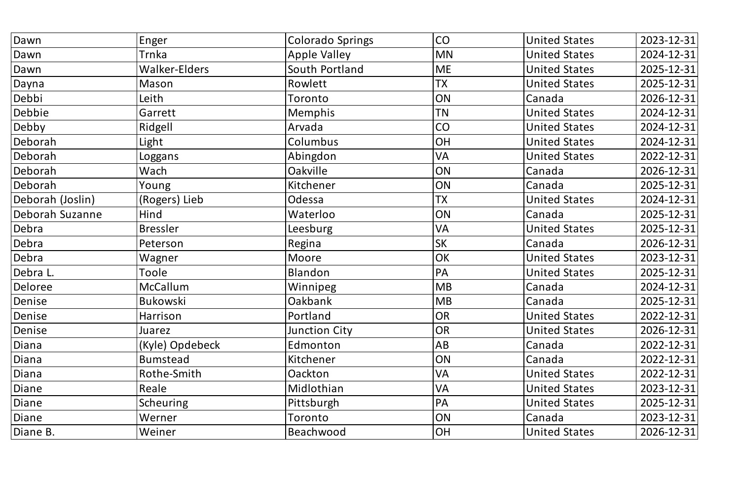| Dawn | Enger | Colorado Springs | CO | United States | 2023-12-31 |
|---|---|---|---|---|---|
| Dawn | Trnka | Apple Valley | MN | United States | 2024-12-31 |
| Dawn | Walker-Elders | South Portland | ME | United States | 2025-12-31 |
| Dayna | Mason | Rowlett | TX | United States | 2025-12-31 |
| Debbi | Leith | Toronto | ON | Canada | 2026-12-31 |
| Debbie | Garrett | Memphis | TN | United States | 2024-12-31 |
| Debby | Ridgell | Arvada | CO | United States | 2024-12-31 |
| Deborah | Light | Columbus | OH | United States | 2024-12-31 |
| Deborah | Loggans | Abingdon | VA | United States | 2022-12-31 |
| Deborah | Wach | Oakville | ON | Canada | 2026-12-31 |
| Deborah | Young | Kitchener | ON | Canada | 2025-12-31 |
| Deborah (Joslin) | (Rogers) Lieb | Odessa | TX | United States | 2024-12-31 |
| Deborah Suzanne | Hind | Waterloo | ON | Canada | 2025-12-31 |
| Debra | Bressler | Leesburg | VA | United States | 2025-12-31 |
| Debra | Peterson | Regina | SK | Canada | 2026-12-31 |
| Debra | Wagner | Moore | OK | United States | 2023-12-31 |
| Debra L. | Toole | Blandon | PA | United States | 2025-12-31 |
| Deloree | McCallum | Winnipeg | MB | Canada | 2024-12-31 |
| Denise | Bukowski | Oakbank | MB | Canada | 2025-12-31 |
| Denise | Harrison | Portland | OR | United States | 2022-12-31 |
| Denise | Juarez | Junction City | OR | United States | 2026-12-31 |
| Diana | (Kyle) Opdebeck | Edmonton | AB | Canada | 2022-12-31 |
| Diana | Bumstead | Kitchener | ON | Canada | 2022-12-31 |
| Diana | Rothe-Smith | Oackton | VA | United States | 2022-12-31 |
| Diane | Reale | Midlothian | VA | United States | 2023-12-31 |
| Diane | Scheuring | Pittsburgh | PA | United States | 2025-12-31 |
| Diane | Werner | Toronto | ON | Canada | 2023-12-31 |
| Diane B. | Weiner | Beachwood | OH | United States | 2026-12-31 |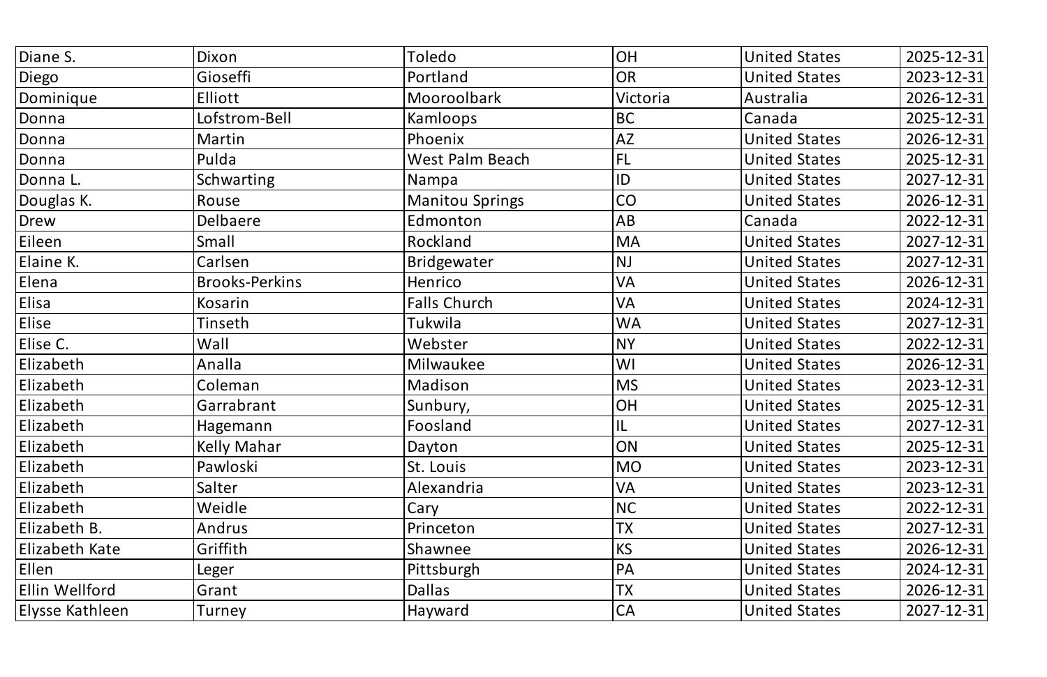| Diane S. | Dixon | Toledo | OH | United States | 2025-12-31 |
|---|---|---|---|---|---|
| Diego | Gioseffi | Portland | OR | United States | 2023-12-31 |
| Dominique | Elliott | Mooroolbark | Victoria | Australia | 2026-12-31 |
| Donna | Lofstrom-Bell | Kamloops | BC | Canada | 2025-12-31 |
| Donna | Martin | Phoenix | AZ | United States | 2026-12-31 |
| Donna | Pulda | West Palm Beach | FL | United States | 2025-12-31 |
| Donna L. | Schwarting | Nampa | ID | United States | 2027-12-31 |
| Douglas K. | Rouse | Manitou Springs | CO | United States | 2026-12-31 |
| Drew | Delbaere | Edmonton | AB | Canada | 2022-12-31 |
| Eileen | Small | Rockland | MA | United States | 2027-12-31 |
| Elaine K. | Carlsen | Bridgewater | NJ | United States | 2027-12-31 |
| Elena | Brooks-Perkins | Henrico | VA | United States | 2026-12-31 |
| Elisa | Kosarin | Falls Church | VA | United States | 2024-12-31 |
| Elise | Tinseth | Tukwila | WA | United States | 2027-12-31 |
| Elise C. | Wall | Webster | NY | United States | 2022-12-31 |
| Elizabeth | Analla | Milwaukee | WI | United States | 2026-12-31 |
| Elizabeth | Coleman | Madison | MS | United States | 2023-12-31 |
| Elizabeth | Garrabrant | Sunbury, | OH | United States | 2025-12-31 |
| Elizabeth | Hagemann | Foosland | IL | United States | 2027-12-31 |
| Elizabeth | Kelly Mahar | Dayton | ON | United States | 2025-12-31 |
| Elizabeth | Pawloski | St. Louis | MO | United States | 2023-12-31 |
| Elizabeth | Salter | Alexandria | VA | United States | 2023-12-31 |
| Elizabeth | Weidle | Cary | NC | United States | 2022-12-31 |
| Elizabeth B. | Andrus | Princeton | TX | United States | 2027-12-31 |
| Elizabeth Kate | Griffith | Shawnee | KS | United States | 2026-12-31 |
| Ellen | Leger | Pittsburgh | PA | United States | 2024-12-31 |
| Ellin Wellford | Grant | Dallas | TX | United States | 2026-12-31 |
| Elysse Kathleen | Turney | Hayward | CA | United States | 2027-12-31 |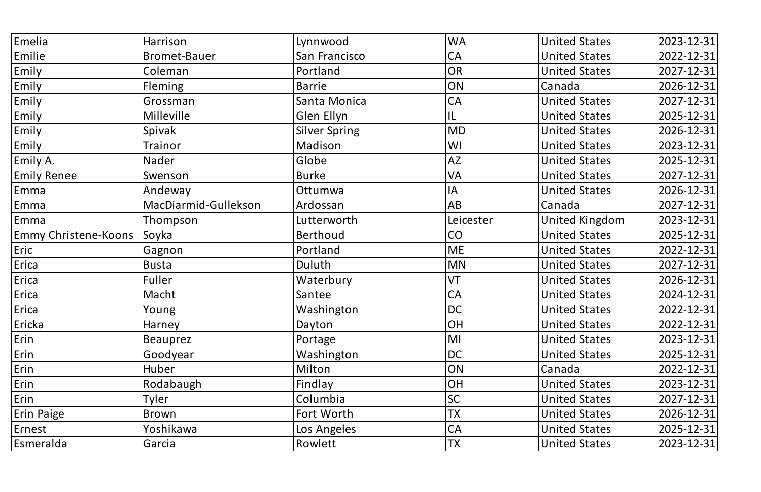| Emelia | Harrison | Lynnwood | WA | United States | 2023-12-31 |
|---|---|---|---|---|---|
| Emilie | Bromet-Bauer | San Francisco | CA | United States | 2022-12-31 |
| Emily | Coleman | Portland | OR | United States | 2027-12-31 |
| Emily | Fleming | Barrie | ON | Canada | 2026-12-31 |
| Emily | Grossman | Santa Monica | CA | United States | 2027-12-31 |
| Emily | Milleville | Glen Ellyn | IL | United States | 2025-12-31 |
| Emily | Spivak | Silver Spring | MD | United States | 2026-12-31 |
| Emily | Trainor | Madison | WI | United States | 2023-12-31 |
| Emily A. | Nader | Globe | AZ | United States | 2025-12-31 |
| Emily Renee | Swenson | Burke | VA | United States | 2027-12-31 |
| Emma | Andeway | Ottumwa | IA | United States | 2026-12-31 |
| Emma | MacDiarmid-Gullekson | Ardossan | AB | Canada | 2027-12-31 |
| Emma | Thompson | Lutterworth | Leicester | United Kingdom | 2023-12-31 |
| Emmy Christene-Koons | Soyka | Berthoud | CO | United States | 2025-12-31 |
| Eric | Gagnon | Portland | ME | United States | 2022-12-31 |
| Erica | Busta | Duluth | MN | United States | 2027-12-31 |
| Erica | Fuller | Waterbury | VT | United States | 2026-12-31 |
| Erica | Macht | Santee | CA | United States | 2024-12-31 |
| Erica | Young | Washington | DC | United States | 2022-12-31 |
| Ericka | Harney | Dayton | OH | United States | 2022-12-31 |
| Erin | Beauprez | Portage | MI | United States | 2023-12-31 |
| Erin | Goodyear | Washington | DC | United States | 2025-12-31 |
| Erin | Huber | Milton | ON | Canada | 2022-12-31 |
| Erin | Rodabaugh | Findlay | OH | United States | 2023-12-31 |
| Erin | Tyler | Columbia | SC | United States | 2027-12-31 |
| Erin Paige | Brown | Fort Worth | TX | United States | 2026-12-31 |
| Ernest | Yoshikawa | Los Angeles | CA | United States | 2025-12-31 |
| Esmeralda | Garcia | Rowlett | TX | United States | 2023-12-31 |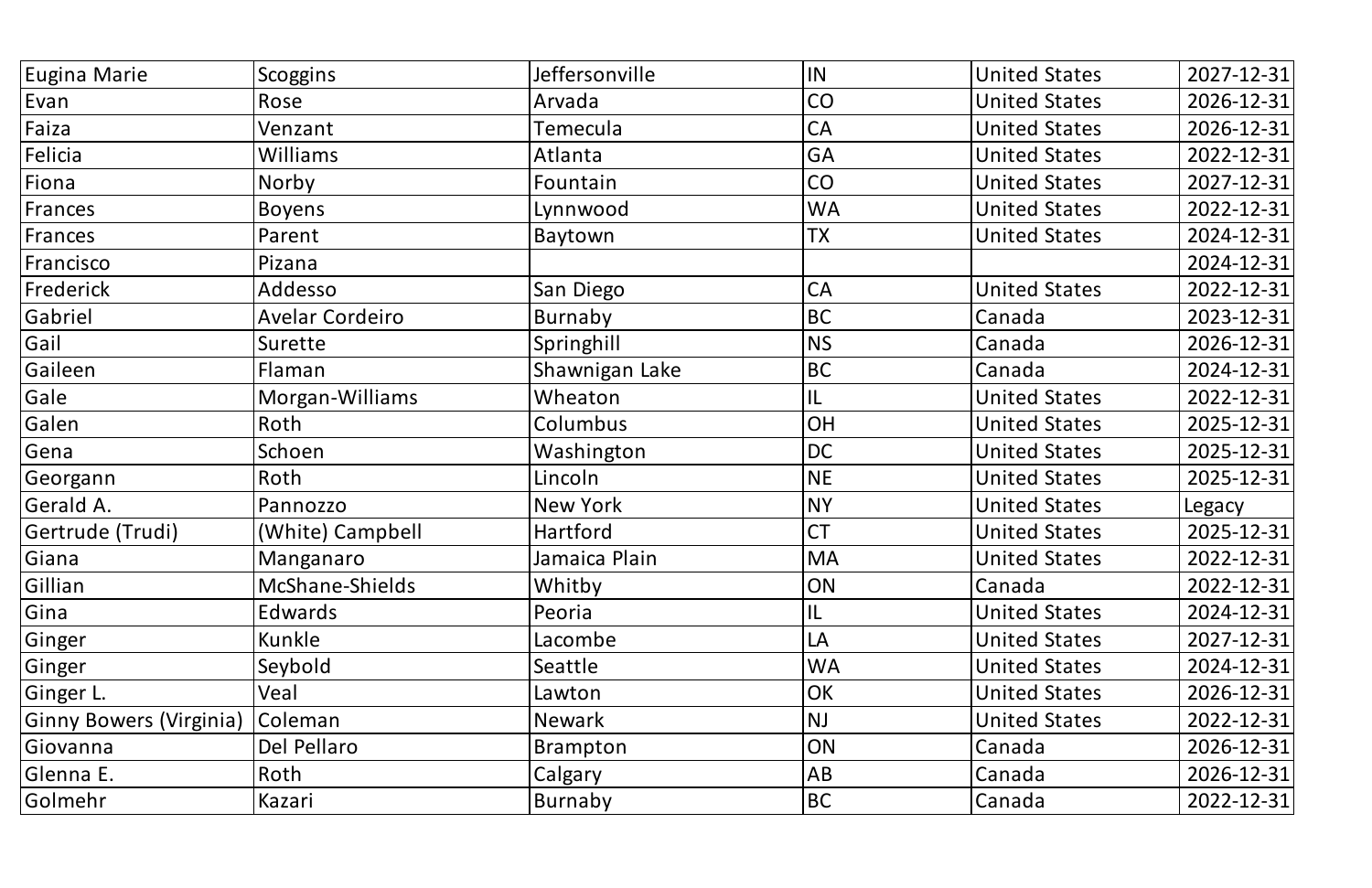| Eugina Marie | Scoggins | Jeffersonville | IN | United States | 2027-12-31 |
|---|---|---|---|---|---|
| Evan | Rose | Arvada | CO | United States | 2026-12-31 |
| Faiza | Venzant | Temecula | CA | United States | 2026-12-31 |
| Felicia | Williams | Atlanta | GA | United States | 2022-12-31 |
| Fiona | Norby | Fountain | CO | United States | 2027-12-31 |
| Frances | Boyens | Lynnwood | WA | United States | 2022-12-31 |
| Frances | Parent | Baytown | TX | United States | 2024-12-31 |
| Francisco | Pizana | | | | 2024-12-31 |
| Frederick | Addesso | San Diego | CA | United States | 2022-12-31 |
| Gabriel | Avelar Cordeiro | Burnaby | BC | Canada | 2023-12-31 |
| Gail | Surette | Springhill | NS | Canada | 2026-12-31 |
| Gaileen | Flaman | Shawnigan Lake | BC | Canada | 2024-12-31 |
| Gale | Morgan-Williams | Wheaton | IL | United States | 2022-12-31 |
| Galen | Roth | Columbus | OH | United States | 2025-12-31 |
| Gena | Schoen | Washington | DC | United States | 2025-12-31 |
| Georgann | Roth | Lincoln | NE | United States | 2025-12-31 |
| Gerald A. | Pannozzo | New York | NY | United States | Legacy |
| Gertrude (Trudi) | (White) Campbell | Hartford | CT | United States | 2025-12-31 |
| Giana | Manganaro | Jamaica Plain | MA | United States | 2022-12-31 |
| Gillian | McShane-Shields | Whitby | ON | Canada | 2022-12-31 |
| Gina | Edwards | Peoria | IL | United States | 2024-12-31 |
| Ginger | Kunkle | Lacombe | LA | United States | 2027-12-31 |
| Ginger | Seybold | Seattle | WA | United States | 2024-12-31 |
| Ginger L. | Veal | Lawton | OK | United States | 2026-12-31 |
| Ginny Bowers (Virginia) | Coleman | Newark | NJ | United States | 2022-12-31 |
| Giovanna | Del Pellaro | Brampton | ON | Canada | 2026-12-31 |
| Glenna E. | Roth | Calgary | AB | Canada | 2026-12-31 |
| Golmehr | Kazari | Burnaby | BC | Canada | 2022-12-31 |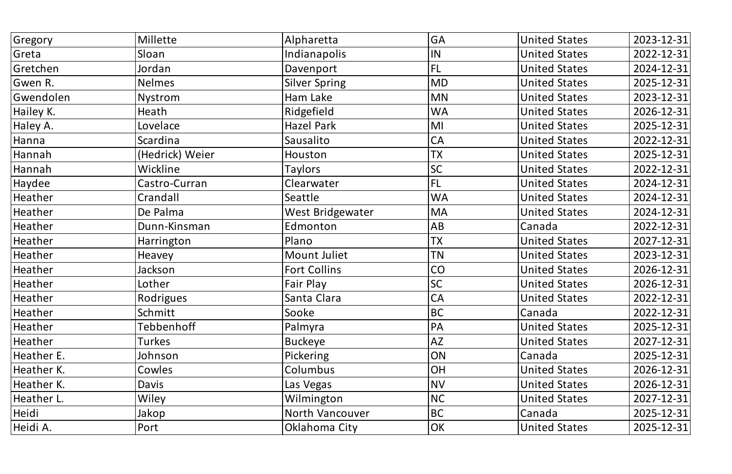| Gregory | Millette | Alpharetta | GA | United States | 2023-12-31 |
|---|---|---|---|---|---|
| Greta | Sloan | Indianapolis | IN | United States | 2022-12-31 |
| Gretchen | Jordan | Davenport | FL | United States | 2024-12-31 |
| Gwen R. | Nelmes | Silver Spring | MD | United States | 2025-12-31 |
| Gwendolen | Nystrom | Ham Lake | MN | United States | 2023-12-31 |
| Hailey K. | Heath | Ridgefield | WA | United States | 2026-12-31 |
| Haley A. | Lovelace | Hazel Park | MI | United States | 2025-12-31 |
| Hanna | Scardina | Sausalito | CA | United States | 2022-12-31 |
| Hannah | (Hedrick) Weier | Houston | TX | United States | 2025-12-31 |
| Hannah | Wickline | Taylors | SC | United States | 2022-12-31 |
| Haydee | Castro-Curran | Clearwater | FL | United States | 2024-12-31 |
| Heather | Crandall | Seattle | WA | United States | 2024-12-31 |
| Heather | De Palma | West Bridgewater | MA | United States | 2024-12-31 |
| Heather | Dunn-Kinsman | Edmonton | AB | Canada | 2022-12-31 |
| Heather | Harrington | Plano | TX | United States | 2027-12-31 |
| Heather | Heavey | Mount Juliet | TN | United States | 2023-12-31 |
| Heather | Jackson | Fort Collins | CO | United States | 2026-12-31 |
| Heather | Lother | Fair Play | SC | United States | 2026-12-31 |
| Heather | Rodrigues | Santa Clara | CA | United States | 2022-12-31 |
| Heather | Schmitt | Sooke | BC | Canada | 2022-12-31 |
| Heather | Tebbenhoff | Palmyra | PA | United States | 2025-12-31 |
| Heather | Turkes | Buckeye | AZ | United States | 2027-12-31 |
| Heather E. | Johnson | Pickering | ON | Canada | 2025-12-31 |
| Heather K. | Cowles | Columbus | OH | United States | 2026-12-31 |
| Heather K. | Davis | Las Vegas | NV | United States | 2026-12-31 |
| Heather L. | Wiley | Wilmington | NC | United States | 2027-12-31 |
| Heidi | Jakop | North Vancouver | BC | Canada | 2025-12-31 |
| Heidi A. | Port | Oklahoma City | OK | United States | 2025-12-31 |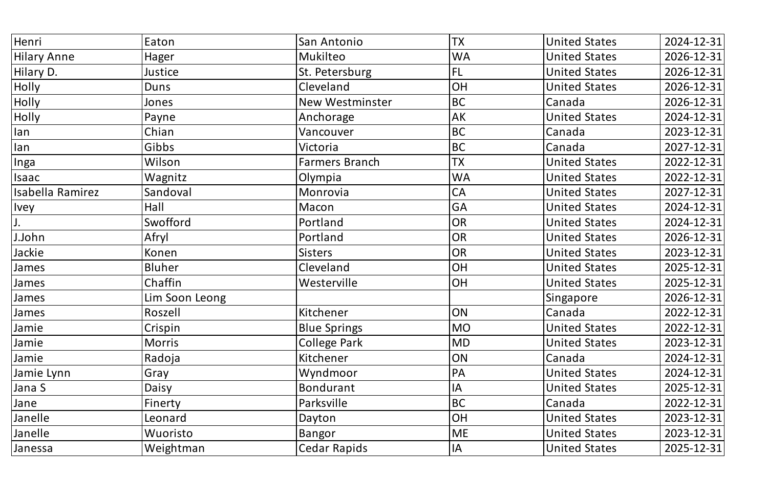| | | | | | |
|---|---|---|---|---|---|
| Henri | Eaton | San Antonio | TX | United States | 2024-12-31 |
| Hilary Anne | Hager | Mukilteo | WA | United States | 2026-12-31 |
| Hilary D. | Justice | St. Petersburg | FL | United States | 2026-12-31 |
| Holly | Duns | Cleveland | OH | United States | 2026-12-31 |
| Holly | Jones | New Westminster | BC | Canada | 2026-12-31 |
| Holly | Payne | Anchorage | AK | United States | 2024-12-31 |
| Ian | Chian | Vancouver | BC | Canada | 2023-12-31 |
| Ian | Gibbs | Victoria | BC | Canada | 2027-12-31 |
| Inga | Wilson | Farmers Branch | TX | United States | 2022-12-31 |
| Isaac | Wagnitz | Olympia | WA | United States | 2022-12-31 |
| Isabella Ramirez | Sandoval | Monrovia | CA | United States | 2027-12-31 |
| Ivey | Hall | Macon | GA | United States | 2024-12-31 |
| J. | Swofford | Portland | OR | United States | 2024-12-31 |
| J.John | Afryl | Portland | OR | United States | 2026-12-31 |
| Jackie | Konen | Sisters | OR | United States | 2023-12-31 |
| James | Bluher | Cleveland | OH | United States | 2025-12-31 |
| James | Chaffin | Westerville | OH | United States | 2025-12-31 |
| James | Lim Soon Leong | | | Singapore | 2026-12-31 |
| James | Roszell | Kitchener | ON | Canada | 2022-12-31 |
| Jamie | Crispin | Blue Springs | MO | United States | 2022-12-31 |
| Jamie | Morris | College Park | MD | United States | 2023-12-31 |
| Jamie | Radoja | Kitchener | ON | Canada | 2024-12-31 |
| Jamie Lynn | Gray | Wyndmoor | PA | United States | 2024-12-31 |
| Jana S | Daisy | Bondurant | IA | United States | 2025-12-31 |
| Jane | Finerty | Parksville | BC | Canada | 2022-12-31 |
| Janelle | Leonard | Dayton | OH | United States | 2023-12-31 |
| Janelle | Wuoristo | Bangor | ME | United States | 2023-12-31 |
| Janessa | Weightman | Cedar Rapids | IA | United States | 2025-12-31 |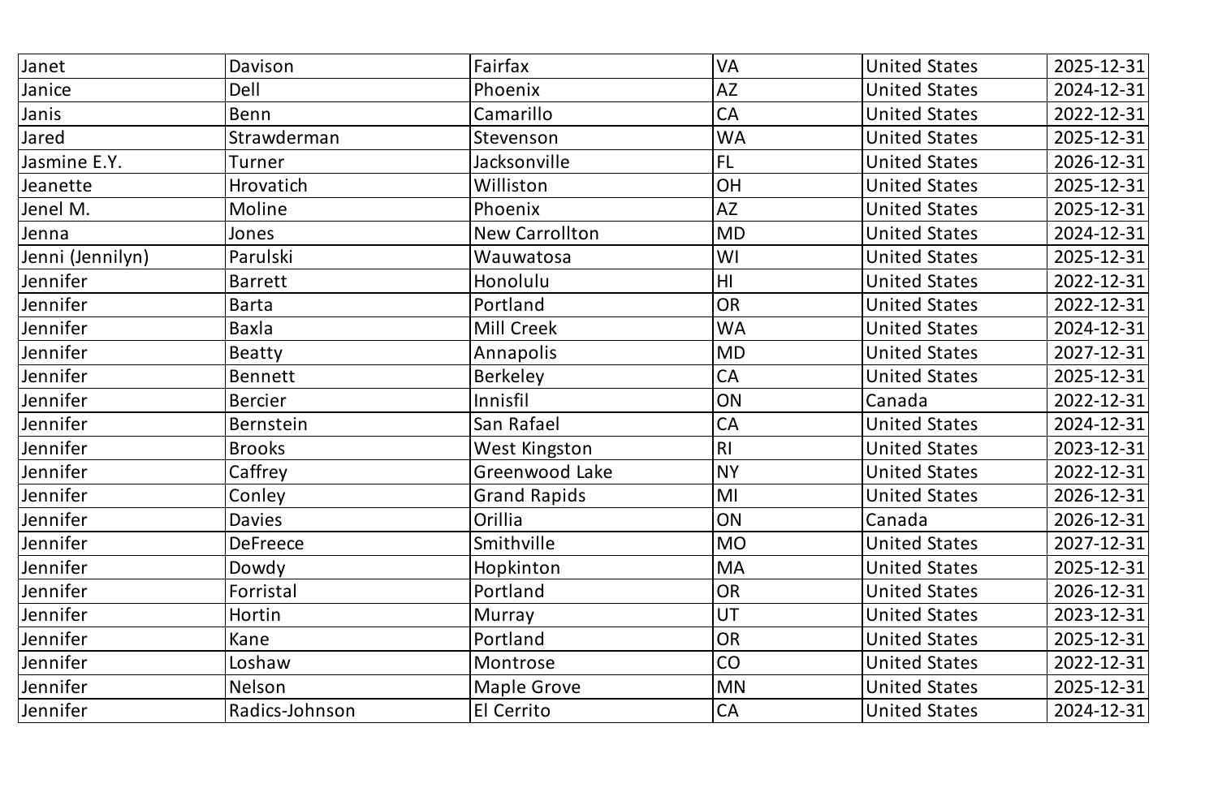| Janet | Davison | Fairfax | VA | United States | 2025-12-31 |
|---|---|---|---|---|---|
| Janice | Dell | Phoenix | AZ | United States | 2024-12-31 |
| Janis | Benn | Camarillo | CA | United States | 2022-12-31 |
| Jared | Strawderman | Stevenson | WA | United States | 2025-12-31 |
| Jasmine E.Y. | Turner | Jacksonville | FL | United States | 2026-12-31 |
| Jeanette | Hrovatich | Williston | OH | United States | 2025-12-31 |
| Jenel M. | Moline | Phoenix | AZ | United States | 2025-12-31 |
| Jenna | Jones | New Carrollton | MD | United States | 2024-12-31 |
| Jenni (Jennilyn) | Parulski | Wauwatosa | WI | United States | 2025-12-31 |
| Jennifer | Barrett | Honolulu | HI | United States | 2022-12-31 |
| Jennifer | Barta | Portland | OR | United States | 2022-12-31 |
| Jennifer | Baxla | Mill Creek | WA | United States | 2024-12-31 |
| Jennifer | Beatty | Annapolis | MD | United States | 2027-12-31 |
| Jennifer | Bennett | Berkeley | CA | United States | 2025-12-31 |
| Jennifer | Bercier | Innisfil | ON | Canada | 2022-12-31 |
| Jennifer | Bernstein | San Rafael | CA | United States | 2024-12-31 |
| Jennifer | Brooks | West Kingston | RI | United States | 2023-12-31 |
| Jennifer | Caffrey | Greenwood Lake | NY | United States | 2022-12-31 |
| Jennifer | Conley | Grand Rapids | MI | United States | 2026-12-31 |
| Jennifer | Davies | Orillia | ON | Canada | 2026-12-31 |
| Jennifer | DeFreece | Smithville | MO | United States | 2027-12-31 |
| Jennifer | Dowdy | Hopkinton | MA | United States | 2025-12-31 |
| Jennifer | Forristal | Portland | OR | United States | 2026-12-31 |
| Jennifer | Hortin | Murray | UT | United States | 2023-12-31 |
| Jennifer | Kane | Portland | OR | United States | 2025-12-31 |
| Jennifer | Loshaw | Montrose | CO | United States | 2022-12-31 |
| Jennifer | Nelson | Maple Grove | MN | United States | 2025-12-31 |
| Jennifer | Radics-Johnson | El Cerrito | CA | United States | 2024-12-31 |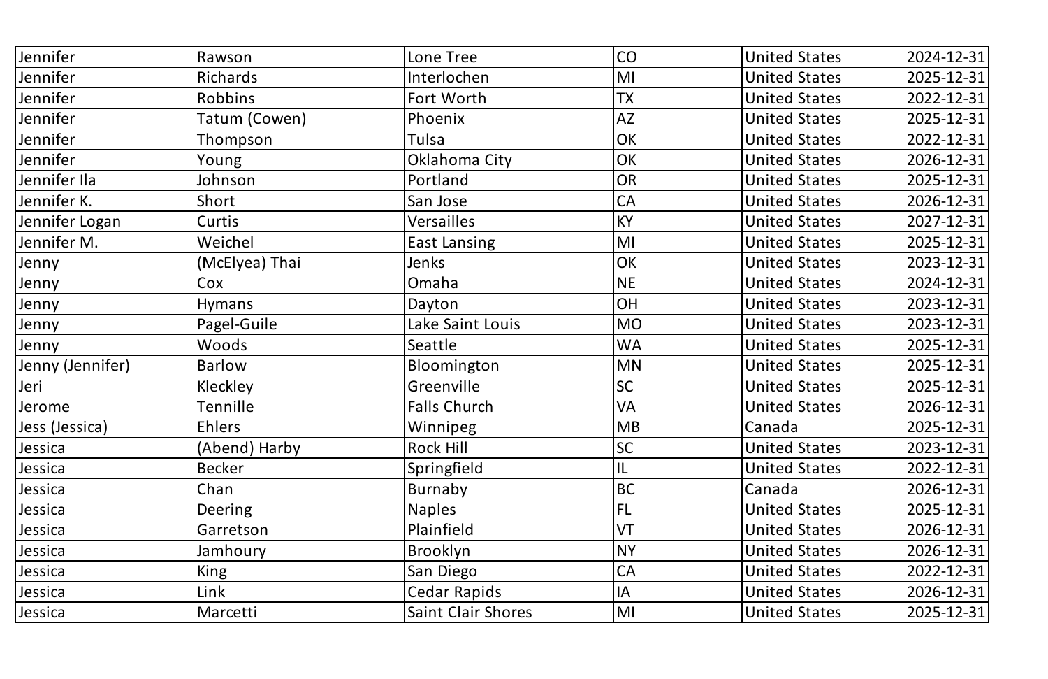| Jennifer | Rawson | Lone Tree | CO | United States | 2024-12-31 |
|---|---|---|---|---|---|
| Jennifer | Richards | Interlochen | MI | United States | 2025-12-31 |
| Jennifer | Robbins | Fort Worth | TX | United States | 2022-12-31 |
| Jennifer | Tatum (Cowen) | Phoenix | AZ | United States | 2025-12-31 |
| Jennifer | Thompson | Tulsa | OK | United States | 2022-12-31 |
| Jennifer | Young | Oklahoma City | OK | United States | 2026-12-31 |
| Jennifer Ila | Johnson | Portland | OR | United States | 2025-12-31 |
| Jennifer K. | Short | San Jose | CA | United States | 2026-12-31 |
| Jennifer Logan | Curtis | Versailles | KY | United States | 2027-12-31 |
| Jennifer M. | Weichel | East Lansing | MI | United States | 2025-12-31 |
| Jenny | (McElyea) Thai | Jenks | OK | United States | 2023-12-31 |
| Jenny | Cox | Omaha | NE | United States | 2024-12-31 |
| Jenny | Hymans | Dayton | OH | United States | 2023-12-31 |
| Jenny | Pagel-Guile | Lake Saint Louis | MO | United States | 2023-12-31 |
| Jenny | Woods | Seattle | WA | United States | 2025-12-31 |
| Jenny (Jennifer) | Barlow | Bloomington | MN | United States | 2025-12-31 |
| Jeri | Kleckley | Greenville | SC | United States | 2025-12-31 |
| Jerome | Tennille | Falls Church | VA | United States | 2026-12-31 |
| Jess (Jessica) | Ehlers | Winnipeg | MB | Canada | 2025-12-31 |
| Jessica | (Abend) Harby | Rock Hill | SC | United States | 2023-12-31 |
| Jessica | Becker | Springfield | IL | United States | 2022-12-31 |
| Jessica | Chan | Burnaby | BC | Canada | 2026-12-31 |
| Jessica | Deering | Naples | FL | United States | 2025-12-31 |
| Jessica | Garretson | Plainfield | VT | United States | 2026-12-31 |
| Jessica | Jamhoury | Brooklyn | NY | United States | 2026-12-31 |
| Jessica | King | San Diego | CA | United States | 2022-12-31 |
| Jessica | Link | Cedar Rapids | IA | United States | 2026-12-31 |
| Jessica | Marcetti | Saint Clair Shores | MI | United States | 2025-12-31 |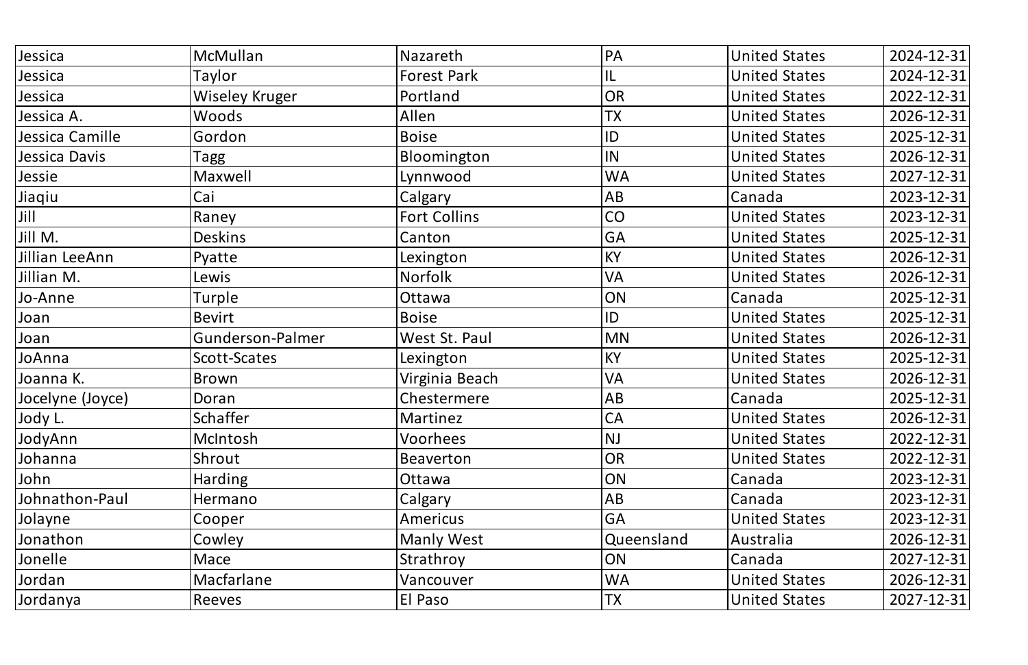| | | | | | |
|---|---|---|---|---|---|
| Jessica | McMullan | Nazareth | PA | United States | 2024-12-31 |
| Jessica | Taylor | Forest Park | IL | United States | 2024-12-31 |
| Jessica | Wiseley Kruger | Portland | OR | United States | 2022-12-31 |
| Jessica A. | Woods | Allen | TX | United States | 2026-12-31 |
| Jessica Camille | Gordon | Boise | ID | United States | 2025-12-31 |
| Jessica Davis | Tagg | Bloomington | IN | United States | 2026-12-31 |
| Jessie | Maxwell | Lynnwood | WA | United States | 2027-12-31 |
| Jiaqiu | Cai | Calgary | AB | Canada | 2023-12-31 |
| Jill | Raney | Fort Collins | CO | United States | 2023-12-31 |
| Jill M. | Deskins | Canton | GA | United States | 2025-12-31 |
| Jillian LeeAnn | Pyatte | Lexington | KY | United States | 2026-12-31 |
| Jillian M. | Lewis | Norfolk | VA | United States | 2026-12-31 |
| Jo-Anne | Turple | Ottawa | ON | Canada | 2025-12-31 |
| Joan | Bevirt | Boise | ID | United States | 2025-12-31 |
| Joan | Gunderson-Palmer | West St. Paul | MN | United States | 2026-12-31 |
| JoAnna | Scott-Scates | Lexington | KY | United States | 2025-12-31 |
| Joanna K. | Brown | Virginia Beach | VA | United States | 2026-12-31 |
| Jocelyne (Joyce) | Doran | Chestermere | AB | Canada | 2025-12-31 |
| Jody L. | Schaffer | Martinez | CA | United States | 2026-12-31 |
| JodyAnn | McIntosh | Voorhees | NJ | United States | 2022-12-31 |
| Johanna | Shrout | Beaverton | OR | United States | 2022-12-31 |
| John | Harding | Ottawa | ON | Canada | 2023-12-31 |
| Johnathon-Paul | Hermano | Calgary | AB | Canada | 2023-12-31 |
| Jolayne | Cooper | Americus | GA | United States | 2023-12-31 |
| Jonathon | Cowley | Manly West | Queensland | Australia | 2026-12-31 |
| Jonelle | Mace | Strathroy | ON | Canada | 2027-12-31 |
| Jordan | Macfarlane | Vancouver | WA | United States | 2026-12-31 |
| Jordanya | Reeves | El Paso | TX | United States | 2027-12-31 |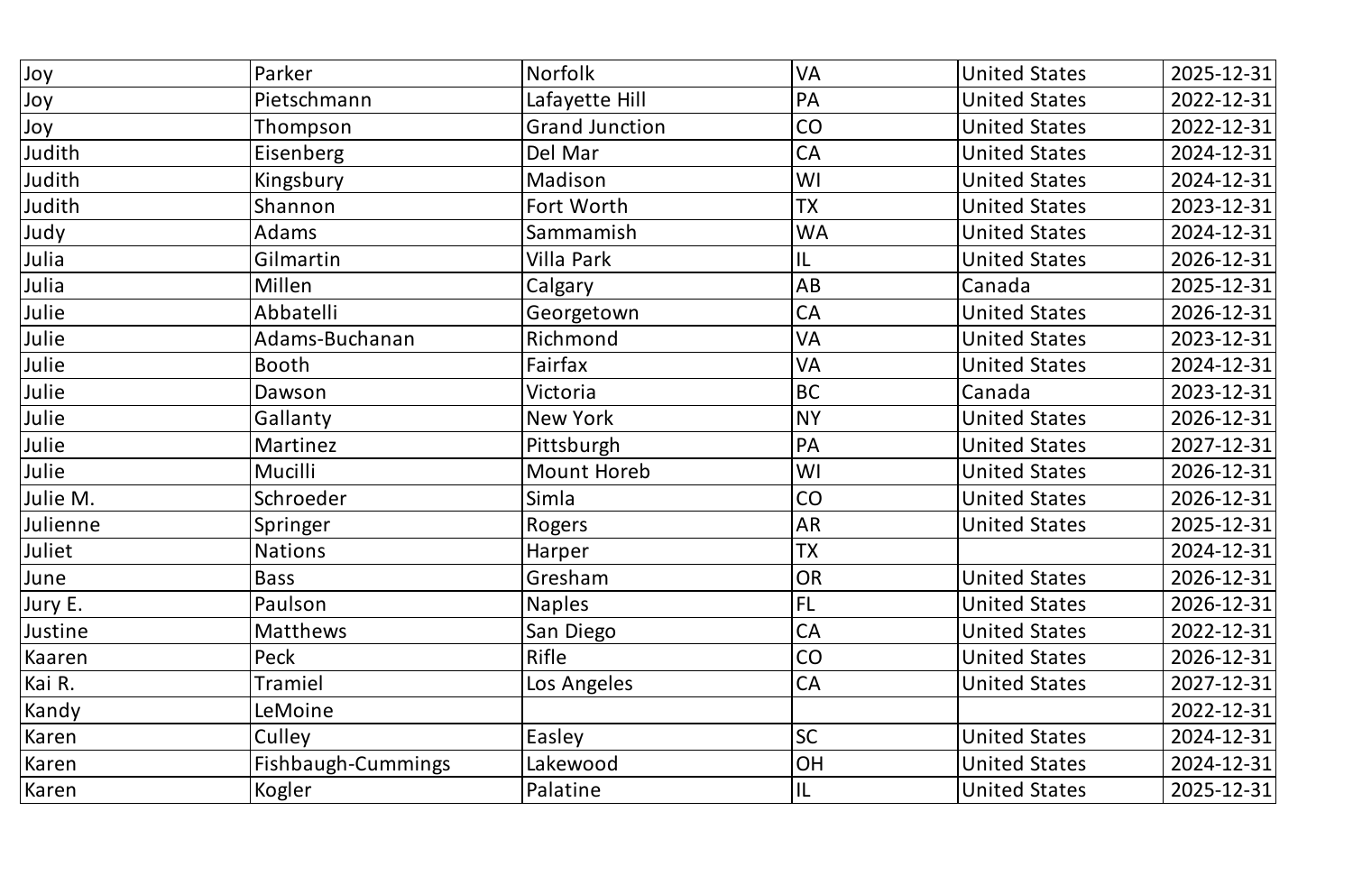| Joy | Parker | Norfolk | VA | United States | 2025-12-31 |
|---|---|---|---|---|---|
| Joy | Pietschmann | Lafayette Hill | PA | United States | 2022-12-31 |
| Joy | Thompson | Grand Junction | CO | United States | 2022-12-31 |
| Judith | Eisenberg | Del Mar | CA | United States | 2024-12-31 |
| Judith | Kingsbury | Madison | WI | United States | 2024-12-31 |
| Judith | Shannon | Fort Worth | TX | United States | 2023-12-31 |
| Judy | Adams | Sammamish | WA | United States | 2024-12-31 |
| Julia | Gilmartin | Villa Park | IL | United States | 2026-12-31 |
| Julia | Millen | Calgary | AB | Canada | 2025-12-31 |
| Julie | Abbatelli | Georgetown | CA | United States | 2026-12-31 |
| Julie | Adams-Buchanan | Richmond | VA | United States | 2023-12-31 |
| Julie | Booth | Fairfax | VA | United States | 2024-12-31 |
| Julie | Dawson | Victoria | BC | Canada | 2023-12-31 |
| Julie | Gallanty | New York | NY | United States | 2026-12-31 |
| Julie | Martinez | Pittsburgh | PA | United States | 2027-12-31 |
| Julie | Mucilli | Mount Horeb | WI | United States | 2026-12-31 |
| Julie M. | Schroeder | Simla | CO | United States | 2026-12-31 |
| Julienne | Springer | Rogers | AR | United States | 2025-12-31 |
| Juliet | Nations | Harper | TX | | 2024-12-31 |
| June | Bass | Gresham | OR | United States | 2026-12-31 |
| Jury E. | Paulson | Naples | FL | United States | 2026-12-31 |
| Justine | Matthews | San Diego | CA | United States | 2022-12-31 |
| Kaaren | Peck | Rifle | CO | United States | 2026-12-31 |
| Kai R. | Tramiel | Los Angeles | CA | United States | 2027-12-31 |
| Kandy | LeMoine | | | | 2022-12-31 |
| Karen | Culley | Easley | SC | United States | 2024-12-31 |
| Karen | Fishbaugh-Cummings | Lakewood | OH | United States | 2024-12-31 |
| Karen | Kogler | Palatine | IL | United States | 2025-12-31 |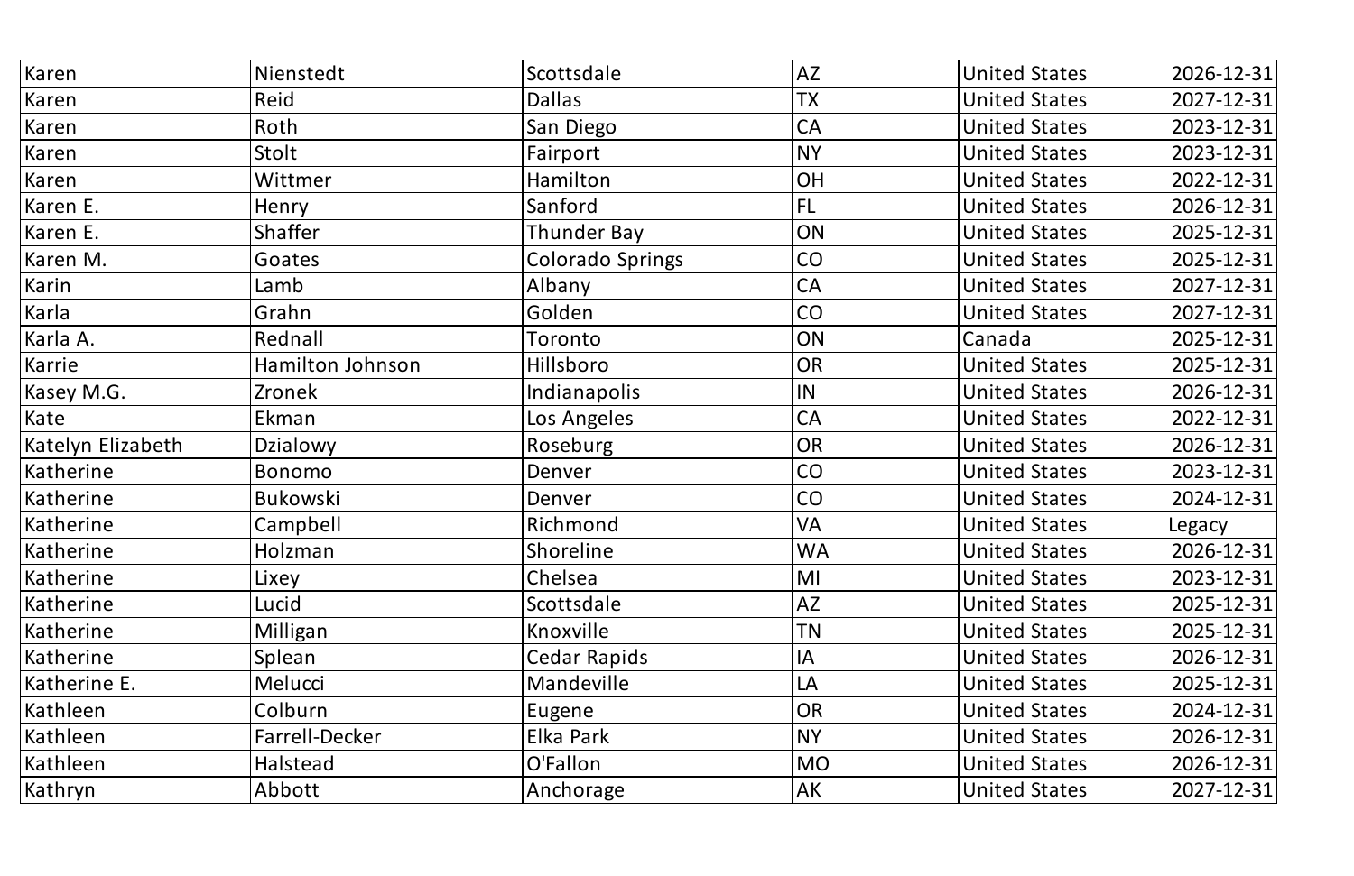| | | | | | |
|---|---|---|---|---|---|
| Karen | Nienstedt | Scottsdale | AZ | United States | 2026-12-31 |
| Karen | Reid | Dallas | TX | United States | 2027-12-31 |
| Karen | Roth | San Diego | CA | United States | 2023-12-31 |
| Karen | Stolt | Fairport | NY | United States | 2023-12-31 |
| Karen | Wittmer | Hamilton | OH | United States | 2022-12-31 |
| Karen E. | Henry | Sanford | FL | United States | 2026-12-31 |
| Karen E. | Shaffer | Thunder Bay | ON | United States | 2025-12-31 |
| Karen M. | Goates | Colorado Springs | CO | United States | 2025-12-31 |
| Karin | Lamb | Albany | CA | United States | 2027-12-31 |
| Karla | Grahn | Golden | CO | United States | 2027-12-31 |
| Karla A. | Rednall | Toronto | ON | Canada | 2025-12-31 |
| Karrie | Hamilton Johnson | Hillsboro | OR | United States | 2025-12-31 |
| Kasey M.G. | Zronek | Indianapolis | IN | United States | 2026-12-31 |
| Kate | Ekman | Los Angeles | CA | United States | 2022-12-31 |
| Katelyn Elizabeth | Dzialowy | Roseburg | OR | United States | 2026-12-31 |
| Katherine | Bonomo | Denver | CO | United States | 2023-12-31 |
| Katherine | Bukowski | Denver | CO | United States | 2024-12-31 |
| Katherine | Campbell | Richmond | VA | United States | Legacy |
| Katherine | Holzman | Shoreline | WA | United States | 2026-12-31 |
| Katherine | Lixey | Chelsea | MI | United States | 2023-12-31 |
| Katherine | Lucid | Scottsdale | AZ | United States | 2025-12-31 |
| Katherine | Milligan | Knoxville | TN | United States | 2025-12-31 |
| Katherine | Splean | Cedar Rapids | IA | United States | 2026-12-31 |
| Katherine E. | Melucci | Mandeville | LA | United States | 2025-12-31 |
| Kathleen | Colburn | Eugene | OR | United States | 2024-12-31 |
| Kathleen | Farrell-Decker | Elka Park | NY | United States | 2026-12-31 |
| Kathleen | Halstead | O'Fallon | MO | United States | 2026-12-31 |
| Kathryn | Abbott | Anchorage | AK | United States | 2027-12-31 |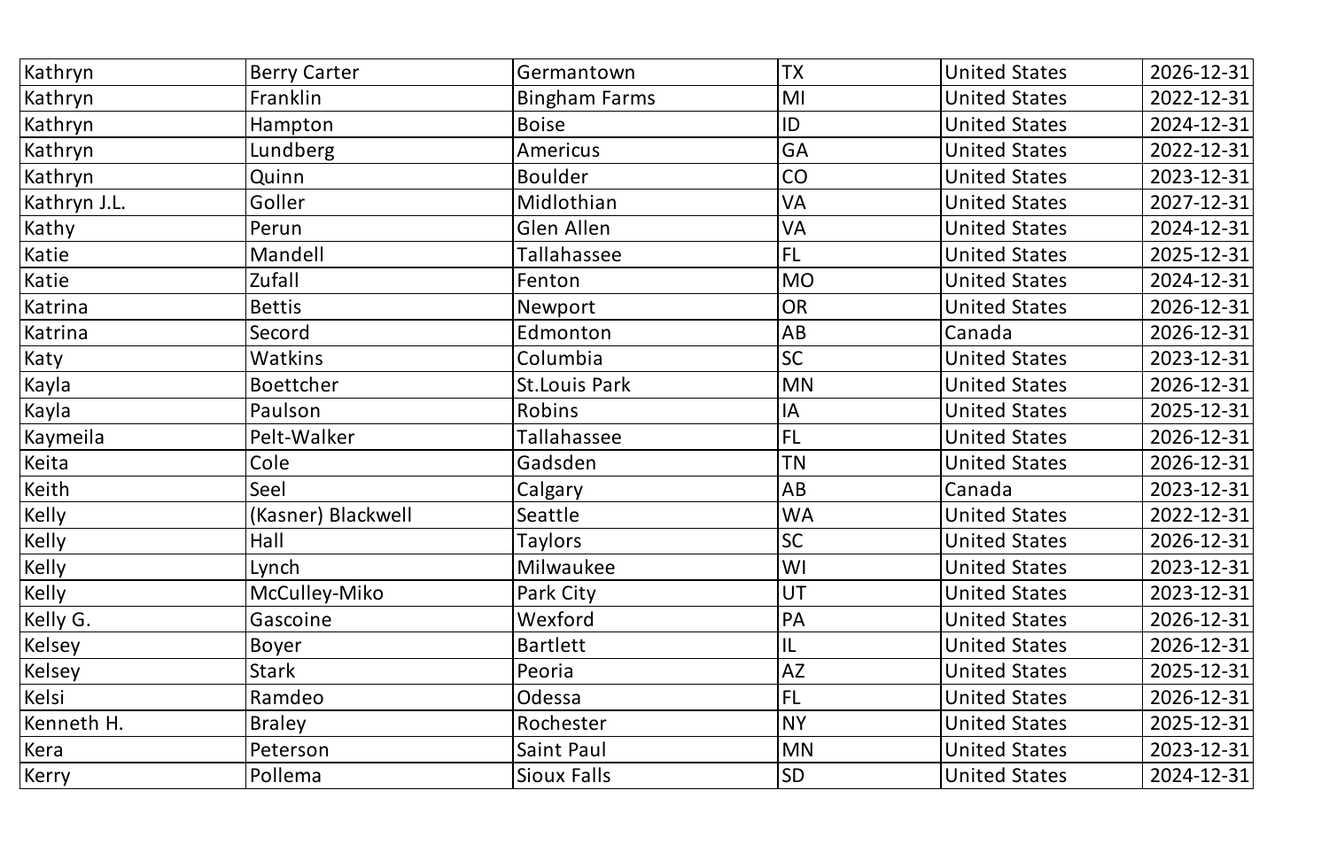| Kathryn | Berry Carter | Germantown | TX | United States | 2026-12-31 |
|---|---|---|---|---|---|
| Kathryn | Franklin | Bingham Farms | MI | United States | 2022-12-31 |
| Kathryn | Hampton | Boise | ID | United States | 2024-12-31 |
| Kathryn | Lundberg | Americus | GA | United States | 2022-12-31 |
| Kathryn | Quinn | Boulder | CO | United States | 2023-12-31 |
| Kathryn J.L. | Goller | Midlothian | VA | United States | 2027-12-31 |
| Kathy | Perun | Glen Allen | VA | United States | 2024-12-31 |
| Katie | Mandell | Tallahassee | FL | United States | 2025-12-31 |
| Katie | Zufall | Fenton | MO | United States | 2024-12-31 |
| Katrina | Bettis | Newport | OR | United States | 2026-12-31 |
| Katrina | Secord | Edmonton | AB | Canada | 2026-12-31 |
| Katy | Watkins | Columbia | SC | United States | 2023-12-31 |
| Kayla | Boettcher | St.Louis Park | MN | United States | 2026-12-31 |
| Kayla | Paulson | Robins | IA | United States | 2025-12-31 |
| Kaymeila | Pelt-Walker | Tallahassee | FL | United States | 2026-12-31 |
| Keita | Cole | Gadsden | TN | United States | 2026-12-31 |
| Keith | Seel | Calgary | AB | Canada | 2023-12-31 |
| Kelly | (Kasner) Blackwell | Seattle | WA | United States | 2022-12-31 |
| Kelly | Hall | Taylors | SC | United States | 2026-12-31 |
| Kelly | Lynch | Milwaukee | WI | United States | 2023-12-31 |
| Kelly | McCulley-Miko | Park City | UT | United States | 2023-12-31 |
| Kelly G. | Gascoine | Wexford | PA | United States | 2026-12-31 |
| Kelsey | Boyer | Bartlett | IL | United States | 2026-12-31 |
| Kelsey | Stark | Peoria | AZ | United States | 2025-12-31 |
| Kelsi | Ramdeo | Odessa | FL | United States | 2026-12-31 |
| Kenneth H. | Braley | Rochester | NY | United States | 2025-12-31 |
| Kera | Peterson | Saint Paul | MN | United States | 2023-12-31 |
| Kerry | Pollema | Sioux Falls | SD | United States | 2024-12-31 |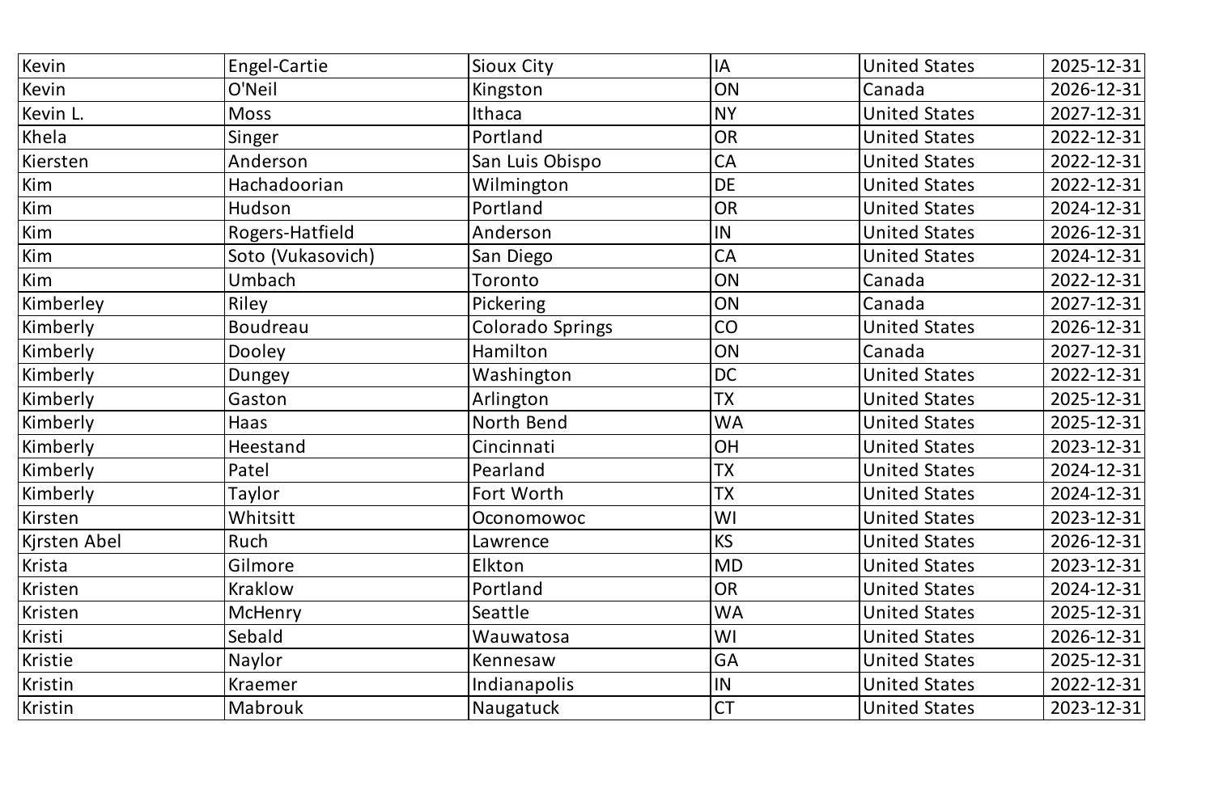| Kevin | Engel-Cartie | Sioux City | IA | United States | 2025-12-31 |
|---|---|---|---|---|---|
| Kevin | O'Neil | Kingston | ON | Canada | 2026-12-31 |
| Kevin L. | Moss | Ithaca | NY | United States | 2027-12-31 |
| Khela | Singer | Portland | OR | United States | 2022-12-31 |
| Kiersten | Anderson | San Luis Obispo | CA | United States | 2022-12-31 |
| Kim | Hachadoorian | Wilmington | DE | United States | 2022-12-31 |
| Kim | Hudson | Portland | OR | United States | 2024-12-31 |
| Kim | Rogers-Hatfield | Anderson | IN | United States | 2026-12-31 |
| Kim | Soto (Vukasovich) | San Diego | CA | United States | 2024-12-31 |
| Kim | Umbach | Toronto | ON | Canada | 2022-12-31 |
| Kimberley | Riley | Pickering | ON | Canada | 2027-12-31 |
| Kimberly | Boudreau | Colorado Springs | CO | United States | 2026-12-31 |
| Kimberly | Dooley | Hamilton | ON | Canada | 2027-12-31 |
| Kimberly | Dungey | Washington | DC | United States | 2022-12-31 |
| Kimberly | Gaston | Arlington | TX | United States | 2025-12-31 |
| Kimberly | Haas | North Bend | WA | United States | 2025-12-31 |
| Kimberly | Heestand | Cincinnati | OH | United States | 2023-12-31 |
| Kimberly | Patel | Pearland | TX | United States | 2024-12-31 |
| Kimberly | Taylor | Fort Worth | TX | United States | 2024-12-31 |
| Kirsten | Whitsitt | Oconomowoc | WI | United States | 2023-12-31 |
| Kjrsten Abel | Ruch | Lawrence | KS | United States | 2026-12-31 |
| Krista | Gilmore | Elkton | MD | United States | 2023-12-31 |
| Kristen | Kraklow | Portland | OR | United States | 2024-12-31 |
| Kristen | McHenry | Seattle | WA | United States | 2025-12-31 |
| Kristi | Sebald | Wauwatosa | WI | United States | 2026-12-31 |
| Kristie | Naylor | Kennesaw | GA | United States | 2025-12-31 |
| Kristin | Kraemer | Indianapolis | IN | United States | 2022-12-31 |
| Kristin | Mabrouk | Naugatuck | CT | United States | 2023-12-31 |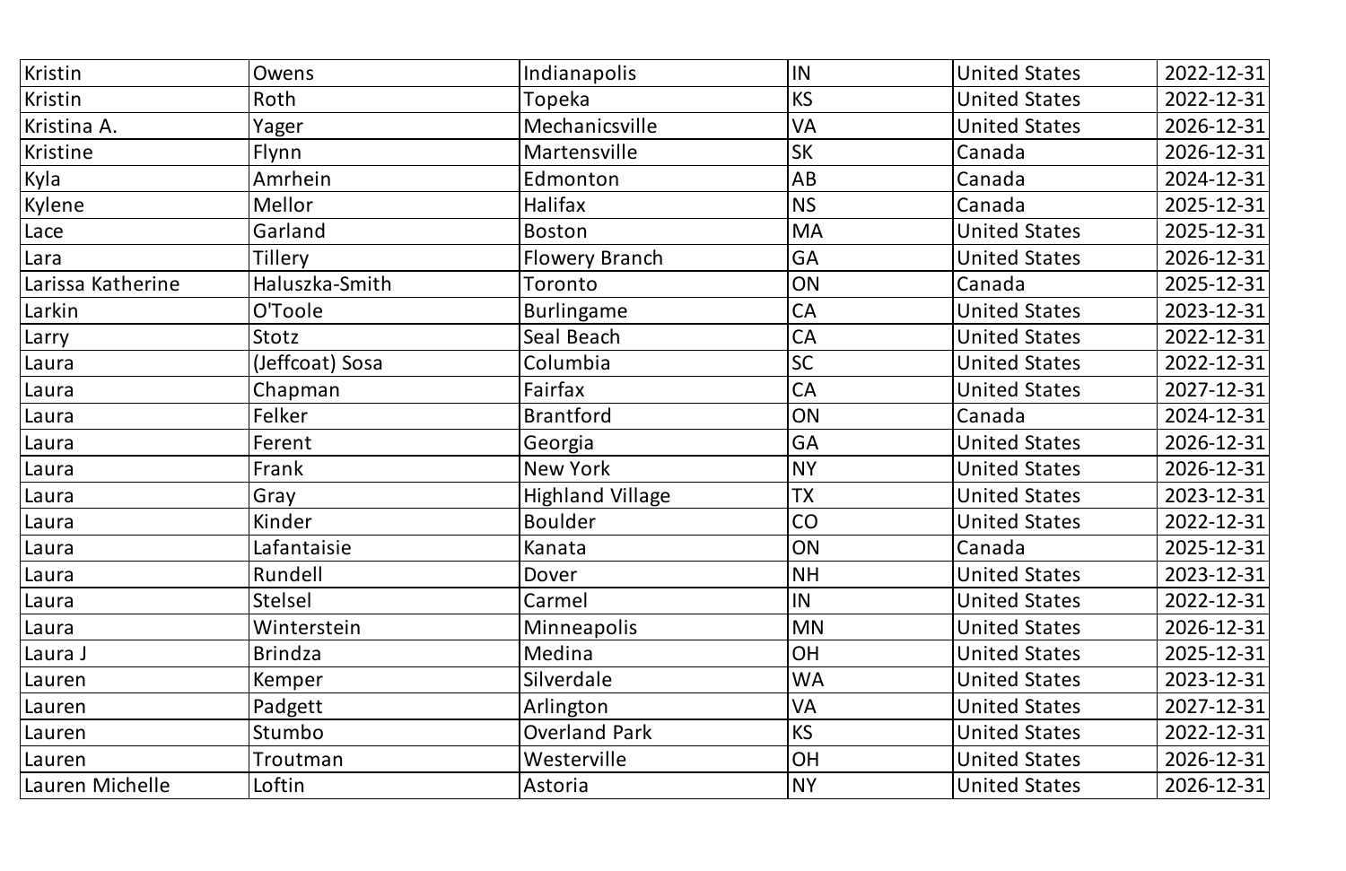| Kristin | Owens | Indianapolis | IN | United States | 2022-12-31 |
|---|---|---|---|---|---|
| Kristin | Roth | Topeka | KS | United States | 2022-12-31 |
| Kristina A. | Yager | Mechanicsville | VA | United States | 2026-12-31 |
| Kristine | Flynn | Martensville | SK | Canada | 2026-12-31 |
| Kyla | Amrhein | Edmonton | AB | Canada | 2024-12-31 |
| Kylene | Mellor | Halifax | NS | Canada | 2025-12-31 |
| Lace | Garland | Boston | MA | United States | 2025-12-31 |
| Lara | Tillery | Flowery Branch | GA | United States | 2026-12-31 |
| Larissa Katherine | Haluszka-Smith | Toronto | ON | Canada | 2025-12-31 |
| Larkin | O'Toole | Burlingame | CA | United States | 2023-12-31 |
| Larry | Stotz | Seal Beach | CA | United States | 2022-12-31 |
| Laura | (Jeffcoat) Sosa | Columbia | SC | United States | 2022-12-31 |
| Laura | Chapman | Fairfax | CA | United States | 2027-12-31 |
| Laura | Felker | Brantford | ON | Canada | 2024-12-31 |
| Laura | Ferent | Georgia | GA | United States | 2026-12-31 |
| Laura | Frank | New York | NY | United States | 2026-12-31 |
| Laura | Gray | Highland Village | TX | United States | 2023-12-31 |
| Laura | Kinder | Boulder | CO | United States | 2022-12-31 |
| Laura | Lafantaisie | Kanata | ON | Canada | 2025-12-31 |
| Laura | Rundell | Dover | NH | United States | 2023-12-31 |
| Laura | Stelsel | Carmel | IN | United States | 2022-12-31 |
| Laura | Winterstein | Minneapolis | MN | United States | 2026-12-31 |
| Laura J | Brindza | Medina | OH | United States | 2025-12-31 |
| Lauren | Kemper | Silverdale | WA | United States | 2023-12-31 |
| Lauren | Padgett | Arlington | VA | United States | 2027-12-31 |
| Lauren | Stumbo | Overland Park | KS | United States | 2022-12-31 |
| Lauren | Troutman | Westerville | OH | United States | 2026-12-31 |
| Lauren Michelle | Loftin | Astoria | NY | United States | 2026-12-31 |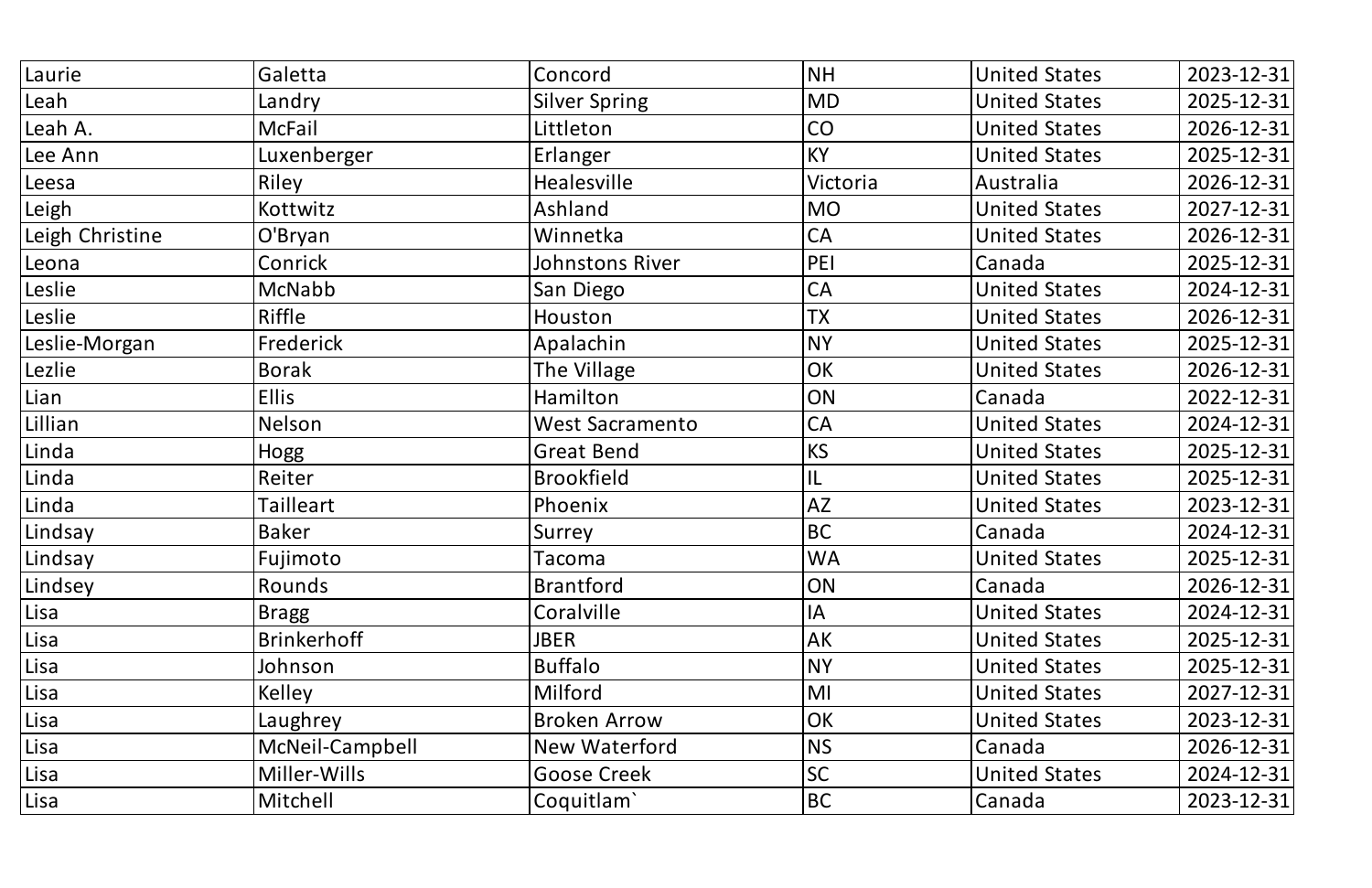| Laurie | Galetta | Concord | NH | United States | 2023-12-31 |
|---|---|---|---|---|---|
| Leah | Landry | Silver Spring | MD | United States | 2025-12-31 |
| Leah A. | McFail | Littleton | CO | United States | 2026-12-31 |
| Lee Ann | Luxenberger | Erlanger | KY | United States | 2025-12-31 |
| Leesa | Riley | Healesville | Victoria | Australia | 2026-12-31 |
| Leigh | Kottwitz | Ashland | MO | United States | 2027-12-31 |
| Leigh Christine | O'Bryan | Winnetka | CA | United States | 2026-12-31 |
| Leona | Conrick | Johnstons River | PEI | Canada | 2025-12-31 |
| Leslie | McNabb | San Diego | CA | United States | 2024-12-31 |
| Leslie | Riffle | Houston | TX | United States | 2026-12-31 |
| Leslie-Morgan | Frederick | Apalachin | NY | United States | 2025-12-31 |
| Lezlie | Borak | The Village | OK | United States | 2026-12-31 |
| Lian | Ellis | Hamilton | ON | Canada | 2022-12-31 |
| Lillian | Nelson | West Sacramento | CA | United States | 2024-12-31 |
| Linda | Hogg | Great Bend | KS | United States | 2025-12-31 |
| Linda | Reiter | Brookfield | IL | United States | 2025-12-31 |
| Linda | Tailleart | Phoenix | AZ | United States | 2023-12-31 |
| Lindsay | Baker | Surrey | BC | Canada | 2024-12-31 |
| Lindsay | Fujimoto | Tacoma | WA | United States | 2025-12-31 |
| Lindsey | Rounds | Brantford | ON | Canada | 2026-12-31 |
| Lisa | Bragg | Coralville | IA | United States | 2024-12-31 |
| Lisa | Brinkerhoff | JBER | AK | United States | 2025-12-31 |
| Lisa | Johnson | Buffalo | NY | United States | 2025-12-31 |
| Lisa | Kelley | Milford | MI | United States | 2027-12-31 |
| Lisa | Laughrey | Broken Arrow | OK | United States | 2023-12-31 |
| Lisa | McNeil-Campbell | New Waterford | NS | Canada | 2026-12-31 |
| Lisa | Miller-Wills | Goose Creek | SC | United States | 2024-12-31 |
| Lisa | Mitchell | Coquitlam` | BC | Canada | 2023-12-31 |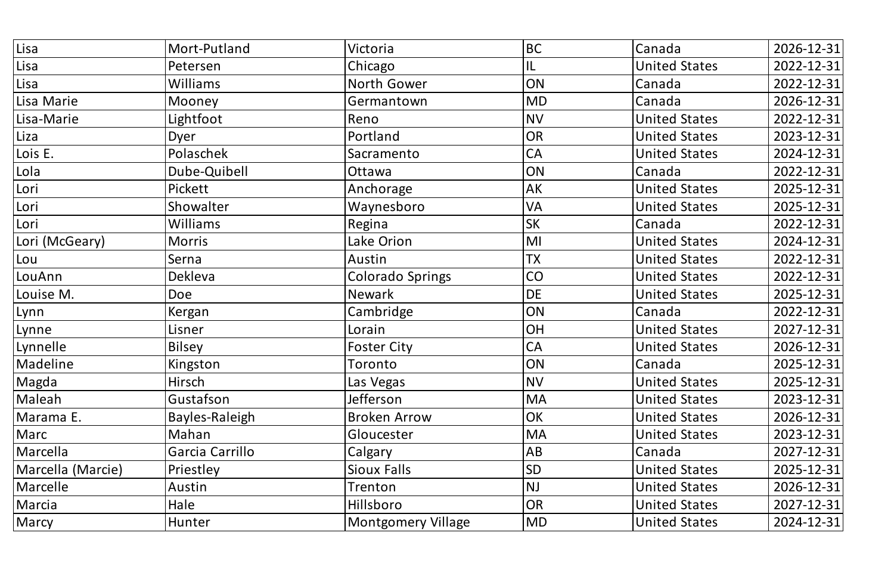| Lisa | Mort-Putland | Victoria | BC | Canada | 2026-12-31 |
|---|---|---|---|---|---|
| Lisa | Petersen | Chicago | IL | United States | 2022-12-31 |
| Lisa | Williams | North Gower | ON | Canada | 2022-12-31 |
| Lisa Marie | Mooney | Germantown | MD | Canada | 2026-12-31 |
| Lisa-Marie | Lightfoot | Reno | NV | United States | 2022-12-31 |
| Liza | Dyer | Portland | OR | United States | 2023-12-31 |
| Lois E. | Polaschek | Sacramento | CA | United States | 2024-12-31 |
| Lola | Dube-Quibell | Ottawa | ON | Canada | 2022-12-31 |
| Lori | Pickett | Anchorage | AK | United States | 2025-12-31 |
| Lori | Showalter | Waynesboro | VA | United States | 2025-12-31 |
| Lori | Williams | Regina | SK | Canada | 2022-12-31 |
| Lori (McGeary) | Morris | Lake Orion | MI | United States | 2024-12-31 |
| Lou | Serna | Austin | TX | United States | 2022-12-31 |
| LouAnn | Dekleva | Colorado Springs | CO | United States | 2022-12-31 |
| Louise M. | Doe | Newark | DE | United States | 2025-12-31 |
| Lynn | Kergan | Cambridge | ON | Canada | 2022-12-31 |
| Lynne | Lisner | Lorain | OH | United States | 2027-12-31 |
| Lynnelle | Bilsey | Foster City | CA | United States | 2026-12-31 |
| Madeline | Kingston | Toronto | ON | Canada | 2025-12-31 |
| Magda | Hirsch | Las Vegas | NV | United States | 2025-12-31 |
| Maleah | Gustafson | Jefferson | MA | United States | 2023-12-31 |
| Marama E. | Bayles-Raleigh | Broken Arrow | OK | United States | 2026-12-31 |
| Marc | Mahan | Gloucester | MA | United States | 2023-12-31 |
| Marcella | Garcia Carrillo | Calgary | AB | Canada | 2027-12-31 |
| Marcella (Marcie) | Priestley | Sioux Falls | SD | United States | 2025-12-31 |
| Marcelle | Austin | Trenton | NJ | United States | 2026-12-31 |
| Marcia | Hale | Hillsboro | OR | United States | 2027-12-31 |
| Marcy | Hunter | Montgomery Village | MD | United States | 2024-12-31 |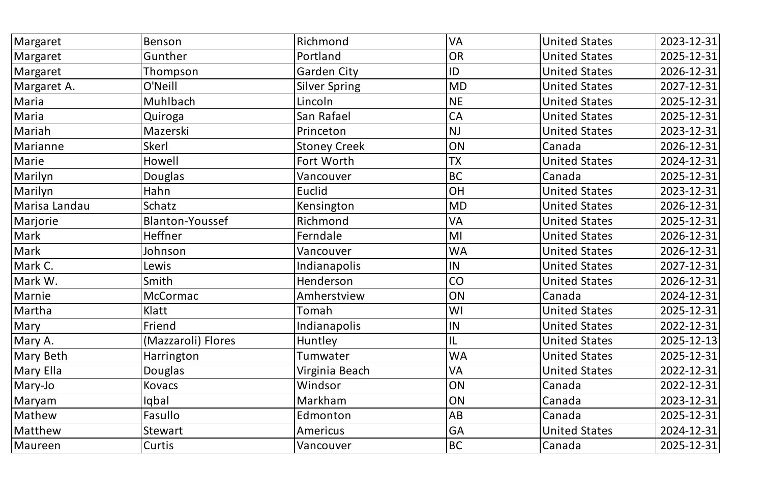| | | | | | |
|---|---|---|---|---|---|
| Margaret | Benson | Richmond | VA | United States | 2023-12-31 |
| Margaret | Gunther | Portland | OR | United States | 2025-12-31 |
| Margaret | Thompson | Garden City | ID | United States | 2026-12-31 |
| Margaret A. | O'Neill | Silver Spring | MD | United States | 2027-12-31 |
| Maria | Muhlbach | Lincoln | NE | United States | 2025-12-31 |
| Maria | Quiroga | San Rafael | CA | United States | 2025-12-31 |
| Mariah | Mazerski | Princeton | NJ | United States | 2023-12-31 |
| Marianne | Skerl | Stoney Creek | ON | Canada | 2026-12-31 |
| Marie | Howell | Fort Worth | TX | United States | 2024-12-31 |
| Marilyn | Douglas | Vancouver | BC | Canada | 2025-12-31 |
| Marilyn | Hahn | Euclid | OH | United States | 2023-12-31 |
| Marisa Landau | Schatz | Kensington | MD | United States | 2026-12-31 |
| Marjorie | Blanton-Youssef | Richmond | VA | United States | 2025-12-31 |
| Mark | Heffner | Ferndale | MI | United States | 2026-12-31 |
| Mark | Johnson | Vancouver | WA | United States | 2026-12-31 |
| Mark C. | Lewis | Indianapolis | IN | United States | 2027-12-31 |
| Mark W. | Smith | Henderson | CO | United States | 2026-12-31 |
| Marnie | McCormac | Amherstview | ON | Canada | 2024-12-31 |
| Martha | Klatt | Tomah | WI | United States | 2025-12-31 |
| Mary | Friend | Indianapolis | IN | United States | 2022-12-31 |
| Mary A. | (Mazzaroli) Flores | Huntley | IL | United States | 2025-12-13 |
| Mary Beth | Harrington | Tumwater | WA | United States | 2025-12-31 |
| Mary Ella | Douglas | Virginia Beach | VA | United States | 2022-12-31 |
| Mary-Jo | Kovacs | Windsor | ON | Canada | 2022-12-31 |
| Maryam | Iqbal | Markham | ON | Canada | 2023-12-31 |
| Mathew | Fasullo | Edmonton | AB | Canada | 2025-12-31 |
| Matthew | Stewart | Americus | GA | United States | 2024-12-31 |
| Maureen | Curtis | Vancouver | BC | Canada | 2025-12-31 |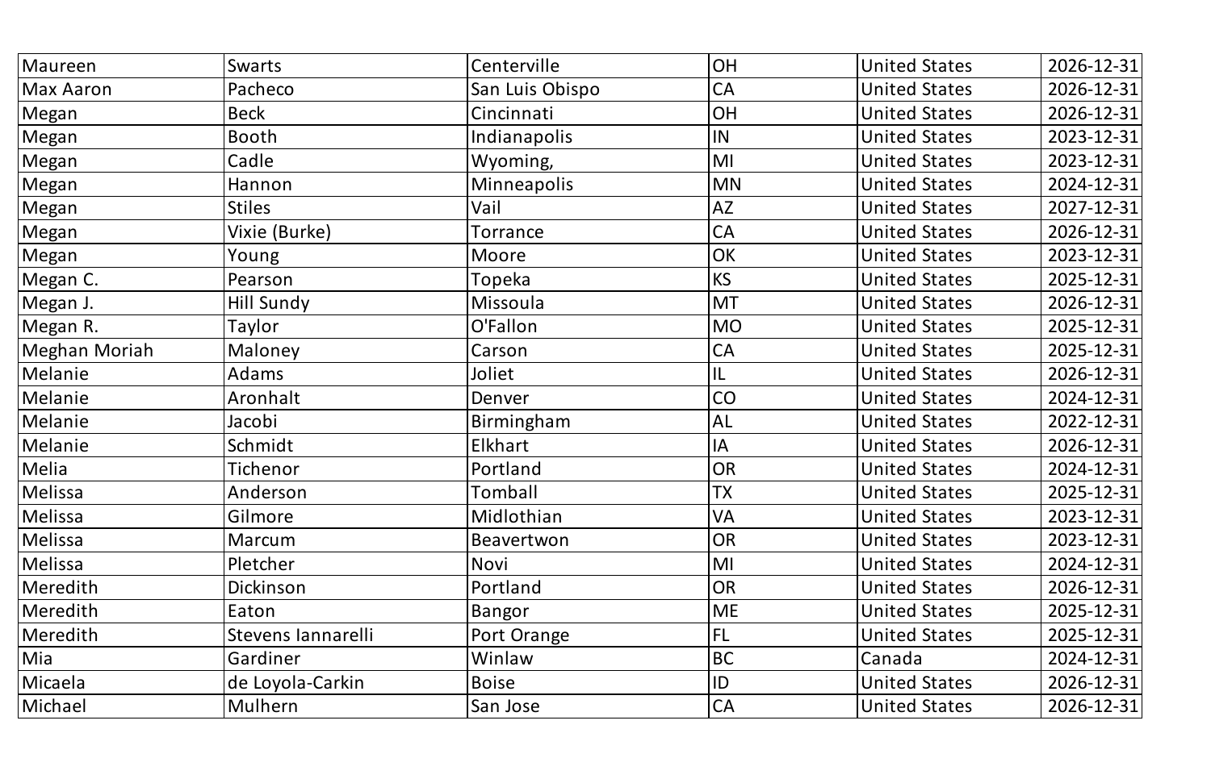| Maureen | Swarts | Centerville | OH | United States | 2026-12-31 |
|---|---|---|---|---|---|
| Max Aaron | Pacheco | San Luis Obispo | CA | United States | 2026-12-31 |
| Megan | Beck | Cincinnati | OH | United States | 2026-12-31 |
| Megan | Booth | Indianapolis | IN | United States | 2023-12-31 |
| Megan | Cadle | Wyoming, | MI | United States | 2023-12-31 |
| Megan | Hannon | Minneapolis | MN | United States | 2024-12-31 |
| Megan | Stiles | Vail | AZ | United States | 2027-12-31 |
| Megan | Vixie (Burke) | Torrance | CA | United States | 2026-12-31 |
| Megan | Young | Moore | OK | United States | 2023-12-31 |
| Megan C. | Pearson | Topeka | KS | United States | 2025-12-31 |
| Megan J. | Hill Sundy | Missoula | MT | United States | 2026-12-31 |
| Megan R. | Taylor | O'Fallon | MO | United States | 2025-12-31 |
| Meghan Moriah | Maloney | Carson | CA | United States | 2025-12-31 |
| Melanie | Adams | Joliet | IL | United States | 2026-12-31 |
| Melanie | Aronhalt | Denver | CO | United States | 2024-12-31 |
| Melanie | Jacobi | Birmingham | AL | United States | 2022-12-31 |
| Melanie | Schmidt | Elkhart | IA | United States | 2026-12-31 |
| Melia | Tichenor | Portland | OR | United States | 2024-12-31 |
| Melissa | Anderson | Tomball | TX | United States | 2025-12-31 |
| Melissa | Gilmore | Midlothian | VA | United States | 2023-12-31 |
| Melissa | Marcum | Beavertwon | OR | United States | 2023-12-31 |
| Melissa | Pletcher | Novi | MI | United States | 2024-12-31 |
| Meredith | Dickinson | Portland | OR | United States | 2026-12-31 |
| Meredith | Eaton | Bangor | ME | United States | 2025-12-31 |
| Meredith | Stevens Iannarelli | Port Orange | FL | United States | 2025-12-31 |
| Mia | Gardiner | Winlaw | BC | Canada | 2024-12-31 |
| Micaela | de Loyola-Carkin | Boise | ID | United States | 2026-12-31 |
| Michael | Mulhern | San Jose | CA | United States | 2026-12-31 |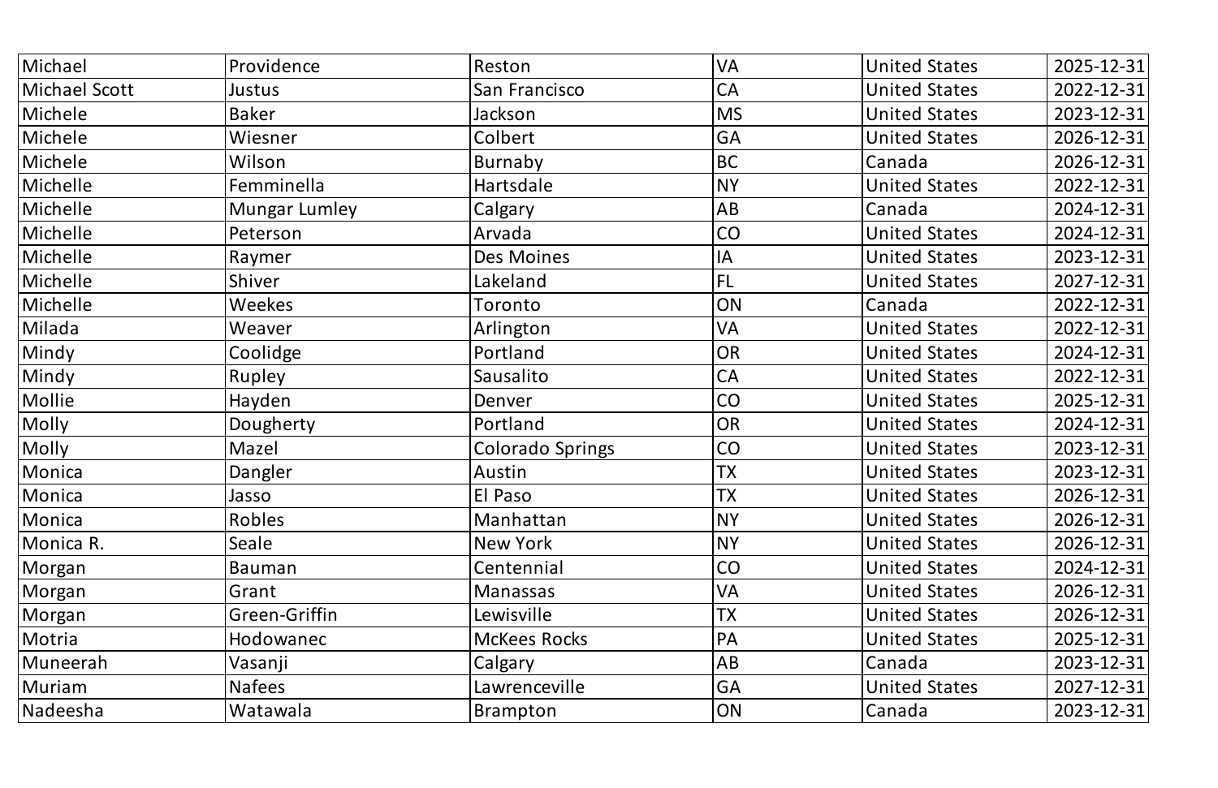| Michael | Providence | Reston | VA | United States | 2025-12-31 |
|---|---|---|---|---|---|
| Michael Scott | Justus | San Francisco | CA | United States | 2022-12-31 |
| Michele | Baker | Jackson | MS | United States | 2023-12-31 |
| Michele | Wiesner | Colbert | GA | United States | 2026-12-31 |
| Michele | Wilson | Burnaby | BC | Canada | 2026-12-31 |
| Michelle | Femminella | Hartsdale | NY | United States | 2022-12-31 |
| Michelle | Mungar Lumley | Calgary | AB | Canada | 2024-12-31 |
| Michelle | Peterson | Arvada | CO | United States | 2024-12-31 |
| Michelle | Raymer | Des Moines | IA | United States | 2023-12-31 |
| Michelle | Shiver | Lakeland | FL | United States | 2027-12-31 |
| Michelle | Weekes | Toronto | ON | Canada | 2022-12-31 |
| Milada | Weaver | Arlington | VA | United States | 2022-12-31 |
| Mindy | Coolidge | Portland | OR | United States | 2024-12-31 |
| Mindy | Rupley | Sausalito | CA | United States | 2022-12-31 |
| Mollie | Hayden | Denver | CO | United States | 2025-12-31 |
| Molly | Dougherty | Portland | OR | United States | 2024-12-31 |
| Molly | Mazel | Colorado Springs | CO | United States | 2023-12-31 |
| Monica | Dangler | Austin | TX | United States | 2023-12-31 |
| Monica | Jasso | El Paso | TX | United States | 2026-12-31 |
| Monica | Robles | Manhattan | NY | United States | 2026-12-31 |
| Monica R. | Seale | New York | NY | United States | 2026-12-31 |
| Morgan | Bauman | Centennial | CO | United States | 2024-12-31 |
| Morgan | Grant | Manassas | VA | United States | 2026-12-31 |
| Morgan | Green-Griffin | Lewisville | TX | United States | 2026-12-31 |
| Motria | Hodowanec | McKees Rocks | PA | United States | 2025-12-31 |
| Muneerah | Vasanji | Calgary | AB | Canada | 2023-12-31 |
| Muriam | Nafees | Lawrenceville | GA | United States | 2027-12-31 |
| Nadeesha | Watawala | Brampton | ON | Canada | 2023-12-31 |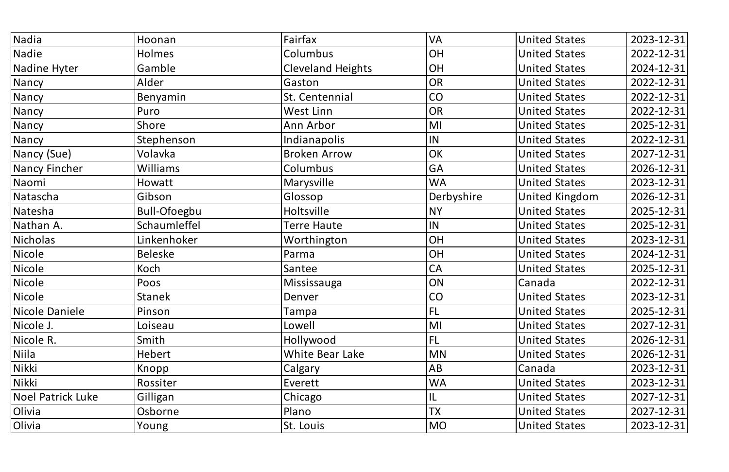| Nadia | Hoonan | Fairfax | VA | United States | 2023-12-31 |
|---|---|---|---|---|---|
| Nadie | Holmes | Columbus | OH | United States | 2022-12-31 |
| Nadine Hyter | Gamble | Cleveland Heights | OH | United States | 2024-12-31 |
| Nancy | Alder | Gaston | OR | United States | 2022-12-31 |
| Nancy | Benyamin | St. Centennial | CO | United States | 2022-12-31 |
| Nancy | Puro | West Linn | OR | United States | 2022-12-31 |
| Nancy | Shore | Ann Arbor | MI | United States | 2025-12-31 |
| Nancy | Stephenson | Indianapolis | IN | United States | 2022-12-31 |
| Nancy (Sue) | Volavka | Broken Arrow | OK | United States | 2027-12-31 |
| Nancy Fincher | Williams | Columbus | GA | United States | 2026-12-31 |
| Naomi | Howatt | Marysville | WA | United States | 2023-12-31 |
| Natascha | Gibson | Glossop | Derbyshire | United Kingdom | 2026-12-31 |
| Natesha | Bull-Ofoegbu | Holtsville | NY | United States | 2025-12-31 |
| Nathan A. | Schaumleffel | Terre Haute | IN | United States | 2025-12-31 |
| Nicholas | Linkenhoker | Worthington | OH | United States | 2023-12-31 |
| Nicole | Beleske | Parma | OH | United States | 2024-12-31 |
| Nicole | Koch | Santee | CA | United States | 2025-12-31 |
| Nicole | Poos | Mississauga | ON | Canada | 2022-12-31 |
| Nicole | Stanek | Denver | CO | United States | 2023-12-31 |
| Nicole Daniele | Pinson | Tampa | FL | United States | 2025-12-31 |
| Nicole J. | Loiseau | Lowell | MI | United States | 2027-12-31 |
| Nicole R. | Smith | Hollywood | FL | United States | 2026-12-31 |
| Niila | Hebert | White Bear Lake | MN | United States | 2026-12-31 |
| Nikki | Knopp | Calgary | AB | Canada | 2023-12-31 |
| Nikki | Rossiter | Everett | WA | United States | 2023-12-31 |
| Noel Patrick Luke | Gilligan | Chicago | IL | United States | 2027-12-31 |
| Olivia | Osborne | Plano | TX | United States | 2027-12-31 |
| Olivia | Young | St. Louis | MO | United States | 2023-12-31 |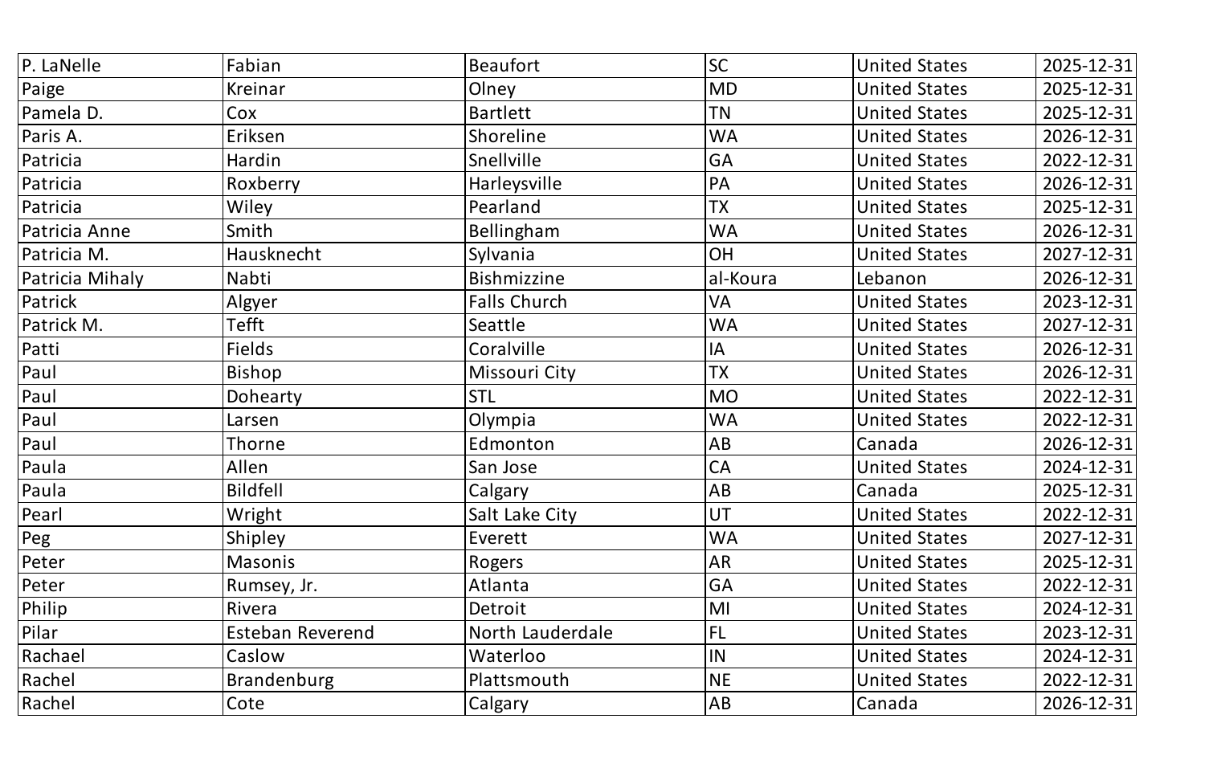| P. LaNelle | Fabian | Beaufort | SC | United States | 2025-12-31 |
|---|---|---|---|---|---|
| Paige | Kreinar | Olney | MD | United States | 2025-12-31 |
| Pamela D. | Cox | Bartlett | TN | United States | 2025-12-31 |
| Paris A. | Eriksen | Shoreline | WA | United States | 2026-12-31 |
| Patricia | Hardin | Snellville | GA | United States | 2022-12-31 |
| Patricia | Roxberry | Harleysville | PA | United States | 2026-12-31 |
| Patricia | Wiley | Pearland | TX | United States | 2025-12-31 |
| Patricia Anne | Smith | Bellingham | WA | United States | 2026-12-31 |
| Patricia M. | Hausknecht | Sylvania | OH | United States | 2027-12-31 |
| Patricia Mihaly | Nabti | Bishmizzine | al-Koura | Lebanon | 2026-12-31 |
| Patrick | Algyer | Falls Church | VA | United States | 2023-12-31 |
| Patrick M. | Tefft | Seattle | WA | United States | 2027-12-31 |
| Patti | Fields | Coralville | IA | United States | 2026-12-31 |
| Paul | Bishop | Missouri City | TX | United States | 2026-12-31 |
| Paul | Dohearty | STL | MO | United States | 2022-12-31 |
| Paul | Larsen | Olympia | WA | United States | 2022-12-31 |
| Paul | Thorne | Edmonton | AB | Canada | 2026-12-31 |
| Paula | Allen | San Jose | CA | United States | 2024-12-31 |
| Paula | Bildfell | Calgary | AB | Canada | 2025-12-31 |
| Pearl | Wright | Salt Lake City | UT | United States | 2022-12-31 |
| Peg | Shipley | Everett | WA | United States | 2027-12-31 |
| Peter | Masonis | Rogers | AR | United States | 2025-12-31 |
| Peter | Rumsey, Jr. | Atlanta | GA | United States | 2022-12-31 |
| Philip | Rivera | Detroit | MI | United States | 2024-12-31 |
| Pilar | Esteban Reverend | North Lauderdale | FL | United States | 2023-12-31 |
| Rachael | Caslow | Waterloo | IN | United States | 2024-12-31 |
| Rachel | Brandenburg | Plattsmouth | NE | United States | 2022-12-31 |
| Rachel | Cote | Calgary | AB | Canada | 2026-12-31 |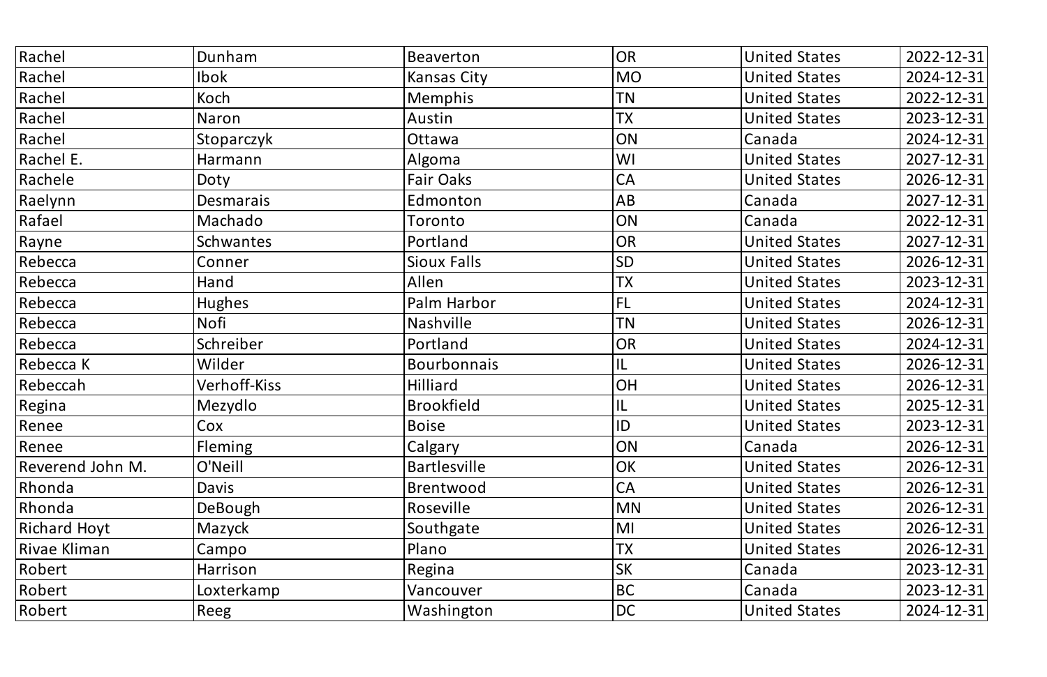| Rachel | Dunham | Beaverton | OR | United States | 2022-12-31 |
|---|---|---|---|---|---|
| Rachel | Ibok | Kansas City | MO | United States | 2024-12-31 |
| Rachel | Koch | Memphis | TN | United States | 2022-12-31 |
| Rachel | Naron | Austin | TX | United States | 2023-12-31 |
| Rachel | Stoparczyk | Ottawa | ON | Canada | 2024-12-31 |
| Rachel E. | Harmann | Algoma | WI | United States | 2027-12-31 |
| Rachele | Doty | Fair Oaks | CA | United States | 2026-12-31 |
| Raelynn | Desmarais | Edmonton | AB | Canada | 2027-12-31 |
| Rafael | Machado | Toronto | ON | Canada | 2022-12-31 |
| Rayne | Schwantes | Portland | OR | United States | 2027-12-31 |
| Rebecca | Conner | Sioux Falls | SD | United States | 2026-12-31 |
| Rebecca | Hand | Allen | TX | United States | 2023-12-31 |
| Rebecca | Hughes | Palm Harbor | FL | United States | 2024-12-31 |
| Rebecca | Nofi | Nashville | TN | United States | 2026-12-31 |
| Rebecca | Schreiber | Portland | OR | United States | 2024-12-31 |
| Rebecca K | Wilder | Bourbonnais | IL | United States | 2026-12-31 |
| Rebeccah | Verhoff-Kiss | Hilliard | OH | United States | 2026-12-31 |
| Regina | Mezydlo | Brookfield | IL | United States | 2025-12-31 |
| Renee | Cox | Boise | ID | United States | 2023-12-31 |
| Renee | Fleming | Calgary | ON | Canada | 2026-12-31 |
| Reverend John M. | O'Neill | Bartlesville | OK | United States | 2026-12-31 |
| Rhonda | Davis | Brentwood | CA | United States | 2026-12-31 |
| Rhonda | DeBough | Roseville | MN | United States | 2026-12-31 |
| Richard Hoyt | Mazyck | Southgate | MI | United States | 2026-12-31 |
| Rivae Kliman | Campo | Plano | TX | United States | 2026-12-31 |
| Robert | Harrison | Regina | SK | Canada | 2023-12-31 |
| Robert | Loxterkamp | Vancouver | BC | Canada | 2023-12-31 |
| Robert | Reeg | Washington | DC | United States | 2024-12-31 |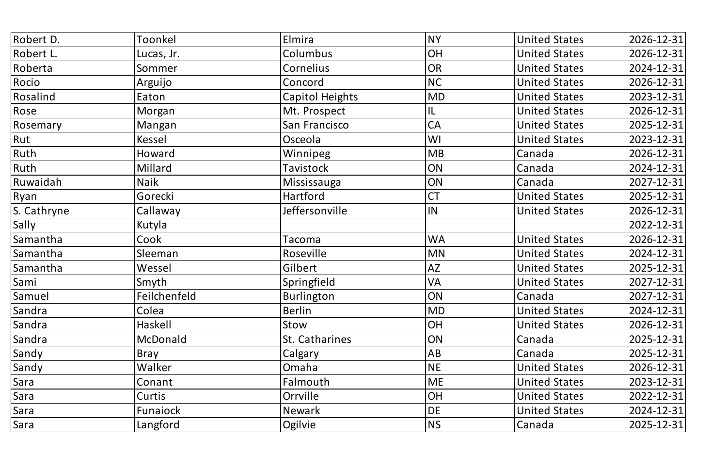| | | | | | |
|---|---|---|---|---|---|
| Robert D. | Toonkel | Elmira | NY | United States | 2026-12-31 |
| Robert L. | Lucas, Jr. | Columbus | OH | United States | 2026-12-31 |
| Roberta | Sommer | Cornelius | OR | United States | 2024-12-31 |
| Rocio | Arguijo | Concord | NC | United States | 2026-12-31 |
| Rosalind | Eaton | Capitol Heights | MD | United States | 2023-12-31 |
| Rose | Morgan | Mt. Prospect | IL | United States | 2026-12-31 |
| Rosemary | Mangan | San Francisco | CA | United States | 2025-12-31 |
| Rut | Kessel | Osceola | WI | United States | 2023-12-31 |
| Ruth | Howard | Winnipeg | MB | Canada | 2026-12-31 |
| Ruth | Millard | Tavistock | ON | Canada | 2024-12-31 |
| Ruwaidah | Naik | Mississauga | ON | Canada | 2027-12-31 |
| Ryan | Gorecki | Hartford | CT | United States | 2025-12-31 |
| S. Cathryne | Callaway | Jeffersonville | IN | United States | 2026-12-31 |
| Sally | Kutyla | | | | 2022-12-31 |
| Samantha | Cook | Tacoma | WA | United States | 2026-12-31 |
| Samantha | Sleeman | Roseville | MN | United States | 2024-12-31 |
| Samantha | Wessel | Gilbert | AZ | United States | 2025-12-31 |
| Sami | Smyth | Springfield | VA | United States | 2027-12-31 |
| Samuel | Feilchenfeld | Burlington | ON | Canada | 2027-12-31 |
| Sandra | Colea | Berlin | MD | United States | 2024-12-31 |
| Sandra | Haskell | Stow | OH | United States | 2026-12-31 |
| Sandra | McDonald | St. Catharines | ON | Canada | 2025-12-31 |
| Sandy | Bray | Calgary | AB | Canada | 2025-12-31 |
| Sandy | Walker | Omaha | NE | United States | 2026-12-31 |
| Sara | Conant | Falmouth | ME | United States | 2023-12-31 |
| Sara | Curtis | Orrville | OH | United States | 2022-12-31 |
| Sara | Funaiock | Newark | DE | United States | 2024-12-31 |
| Sara | Langford | Ogilvie | NS | Canada | 2025-12-31 |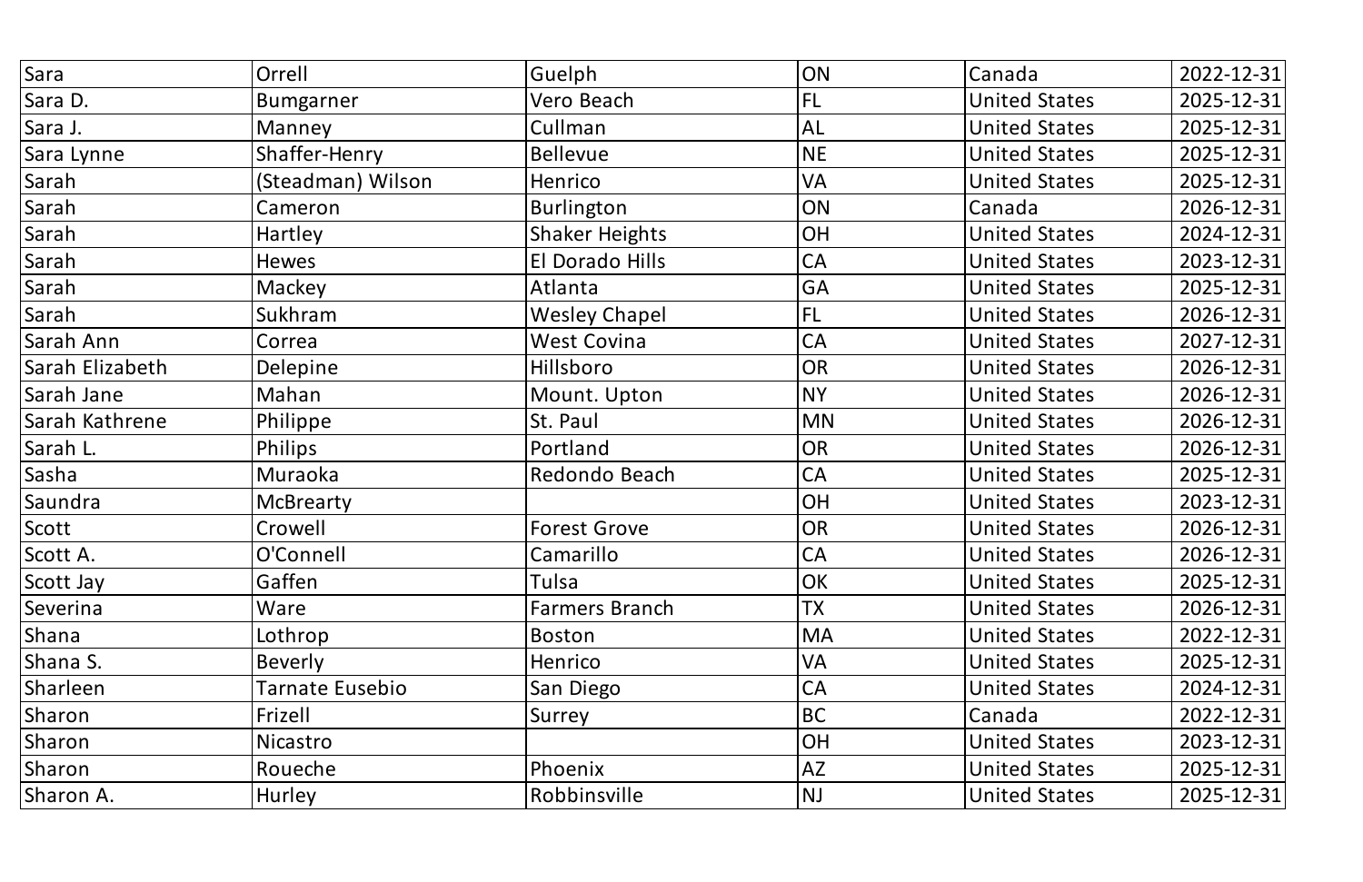| Sara | Orrell | Guelph | ON | Canada | 2022-12-31 |
|---|---|---|---|---|---|
| Sara D. | Bumgarner | Vero Beach | FL | United States | 2025-12-31 |
| Sara J. | Manney | Cullman | AL | United States | 2025-12-31 |
| Sara Lynne | Shaffer-Henry | Bellevue | NE | United States | 2025-12-31 |
| Sarah | (Steadman) Wilson | Henrico | VA | United States | 2025-12-31 |
| Sarah | Cameron | Burlington | ON | Canada | 2026-12-31 |
| Sarah | Hartley | Shaker Heights | OH | United States | 2024-12-31 |
| Sarah | Hewes | El Dorado Hills | CA | United States | 2023-12-31 |
| Sarah | Mackey | Atlanta | GA | United States | 2025-12-31 |
| Sarah | Sukhram | Wesley Chapel | FL | United States | 2026-12-31 |
| Sarah Ann | Correa | West Covina | CA | United States | 2027-12-31 |
| Sarah Elizabeth | Delepine | Hillsboro | OR | United States | 2026-12-31 |
| Sarah Jane | Mahan | Mount. Upton | NY | United States | 2026-12-31 |
| Sarah Kathrene | Philippe | St. Paul | MN | United States | 2026-12-31 |
| Sarah L. | Philips | Portland | OR | United States | 2026-12-31 |
| Sasha | Muraoka | Redondo Beach | CA | United States | 2025-12-31 |
| Saundra | McBrearty | | OH | United States | 2023-12-31 |
| Scott | Crowell | Forest Grove | OR | United States | 2026-12-31 |
| Scott A. | O'Connell | Camarillo | CA | United States | 2026-12-31 |
| Scott Jay | Gaffen | Tulsa | OK | United States | 2025-12-31 |
| Severina | Ware | Farmers Branch | TX | United States | 2026-12-31 |
| Shana | Lothrop | Boston | MA | United States | 2022-12-31 |
| Shana S. | Beverly | Henrico | VA | United States | 2025-12-31 |
| Sharleen | Tarnate Eusebio | San Diego | CA | United States | 2024-12-31 |
| Sharon | Frizell | Surrey | BC | Canada | 2022-12-31 |
| Sharon | Nicastro | | OH | United States | 2023-12-31 |
| Sharon | Roueche | Phoenix | AZ | United States | 2025-12-31 |
| Sharon A. | Hurley | Robbinsville | NJ | United States | 2025-12-31 |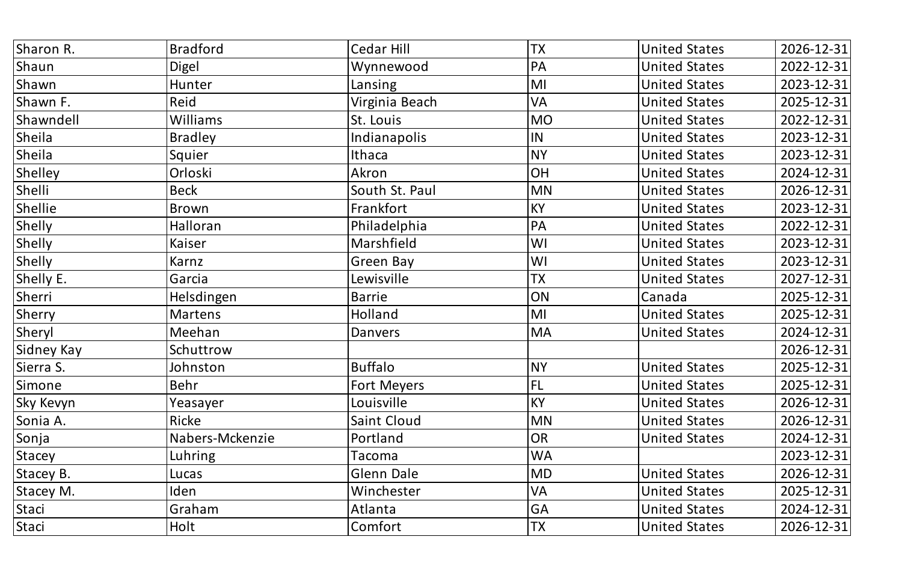| | | | | | |
|---|---|---|---|---|---|
| Sharon R. | Bradford | Cedar Hill | TX | United States | 2026-12-31 |
| Shaun | Digel | Wynnewood | PA | United States | 2022-12-31 |
| Shawn | Hunter | Lansing | MI | United States | 2023-12-31 |
| Shawn F. | Reid | Virginia Beach | VA | United States | 2025-12-31 |
| Shawndell | Williams | St. Louis | MO | United States | 2022-12-31 |
| Sheila | Bradley | Indianapolis | IN | United States | 2023-12-31 |
| Sheila | Squier | Ithaca | NY | United States | 2023-12-31 |
| Shelley | Orloski | Akron | OH | United States | 2024-12-31 |
| Shelli | Beck | South St. Paul | MN | United States | 2026-12-31 |
| Shellie | Brown | Frankfort | KY | United States | 2023-12-31 |
| Shelly | Halloran | Philadelphia | PA | United States | 2022-12-31 |
| Shelly | Kaiser | Marshfield | WI | United States | 2023-12-31 |
| Shelly | Karnz | Green Bay | WI | United States | 2023-12-31 |
| Shelly E. | Garcia | Lewisville | TX | United States | 2027-12-31 |
| Sherri | Helsdingen | Barrie | ON | Canada | 2025-12-31 |
| Sherry | Martens | Holland | MI | United States | 2025-12-31 |
| Sheryl | Meehan | Danvers | MA | United States | 2024-12-31 |
| Sidney Kay | Schuttrow | | | | 2026-12-31 |
| Sierra S. | Johnston | Buffalo | NY | United States | 2025-12-31 |
| Simone | Behr | Fort Meyers | FL | United States | 2025-12-31 |
| Sky Kevyn | Yeasayer | Louisville | KY | United States | 2026-12-31 |
| Sonia A. | Ricke | Saint Cloud | MN | United States | 2026-12-31 |
| Sonja | Nabers-Mckenzie | Portland | OR | United States | 2024-12-31 |
| Stacey | Luhring | Tacoma | WA | | 2023-12-31 |
| Stacey B. | Lucas | Glenn Dale | MD | United States | 2026-12-31 |
| Stacey M. | Iden | Winchester | VA | United States | 2025-12-31 |
| Staci | Graham | Atlanta | GA | United States | 2024-12-31 |
| Staci | Holt | Comfort | TX | United States | 2026-12-31 |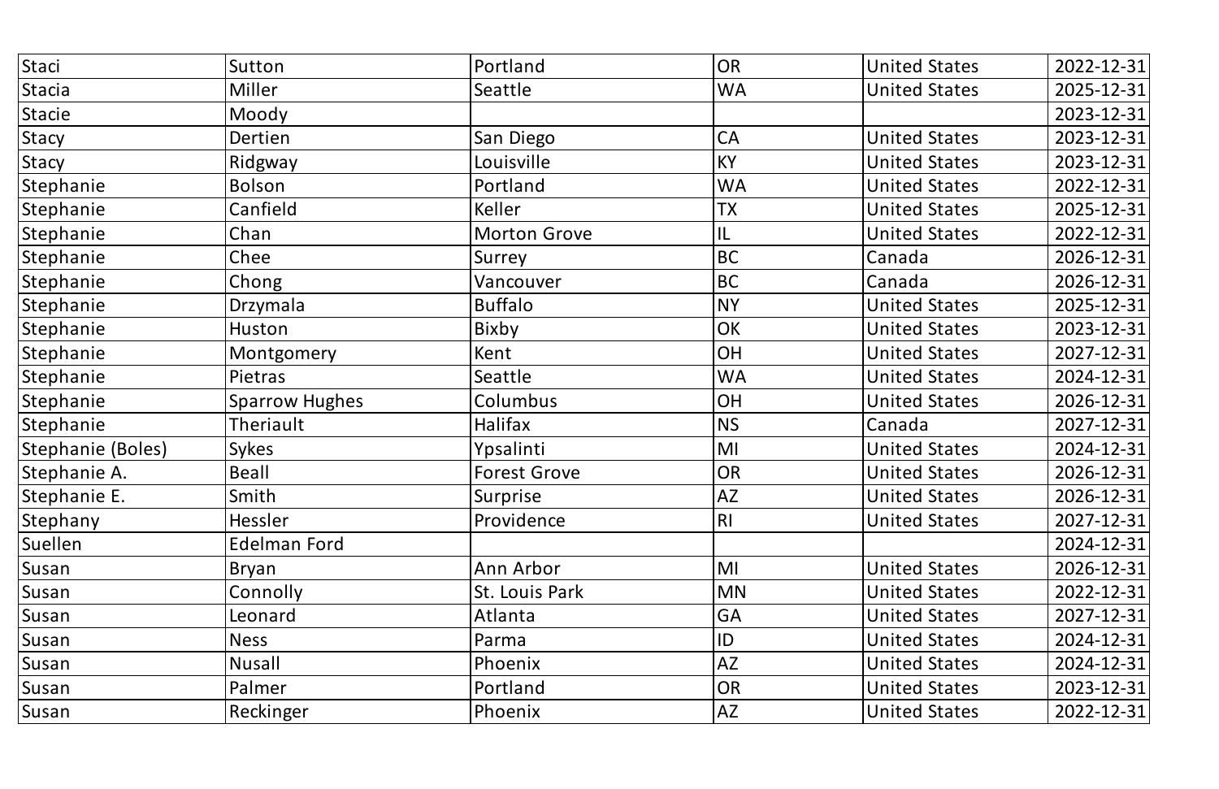| | | | | | |
|---|---|---|---|---|---|
| Staci | Sutton | Portland | OR | United States | 2022-12-31 |
| Stacia | Miller | Seattle | WA | United States | 2025-12-31 |
| Stacie | Moody | | | | 2023-12-31 |
| Stacy | Dertien | San Diego | CA | United States | 2023-12-31 |
| Stacy | Ridgway | Louisville | KY | United States | 2023-12-31 |
| Stephanie | Bolson | Portland | WA | United States | 2022-12-31 |
| Stephanie | Canfield | Keller | TX | United States | 2025-12-31 |
| Stephanie | Chan | Morton Grove | IL | United States | 2022-12-31 |
| Stephanie | Chee | Surrey | BC | Canada | 2026-12-31 |
| Stephanie | Chong | Vancouver | BC | Canada | 2026-12-31 |
| Stephanie | Drzymala | Buffalo | NY | United States | 2025-12-31 |
| Stephanie | Huston | Bixby | OK | United States | 2023-12-31 |
| Stephanie | Montgomery | Kent | OH | United States | 2027-12-31 |
| Stephanie | Pietras | Seattle | WA | United States | 2024-12-31 |
| Stephanie | Sparrow Hughes | Columbus | OH | United States | 2026-12-31 |
| Stephanie | Theriault | Halifax | NS | Canada | 2027-12-31 |
| Stephanie (Boles) | Sykes | Ypsalinti | MI | United States | 2024-12-31 |
| Stephanie A. | Beall | Forest Grove | OR | United States | 2026-12-31 |
| Stephanie E. | Smith | Surprise | AZ | United States | 2026-12-31 |
| Stephany | Hessler | Providence | RI | United States | 2027-12-31 |
| Suellen | Edelman Ford | | | | 2024-12-31 |
| Susan | Bryan | Ann Arbor | MI | United States | 2026-12-31 |
| Susan | Connolly | St. Louis Park | MN | United States | 2022-12-31 |
| Susan | Leonard | Atlanta | GA | United States | 2027-12-31 |
| Susan | Ness | Parma | ID | United States | 2024-12-31 |
| Susan | Nusall | Phoenix | AZ | United States | 2024-12-31 |
| Susan | Palmer | Portland | OR | United States | 2023-12-31 |
| Susan | Reckinger | Phoenix | AZ | United States | 2022-12-31 |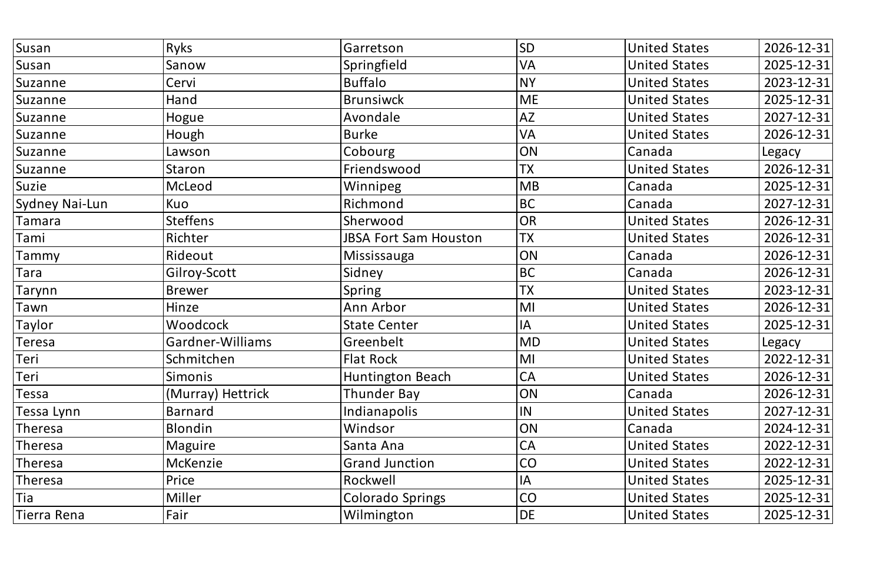| Susan | Ryks | Garretson | SD | United States | 2026-12-31 |
|---|---|---|---|---|---|
| Susan | Sanow | Springfield | VA | United States | 2025-12-31 |
| Suzanne | Cervi | Buffalo | NY | United States | 2023-12-31 |
| Suzanne | Hand | Brunsiwck | ME | United States | 2025-12-31 |
| Suzanne | Hogue | Avondale | AZ | United States | 2027-12-31 |
| Suzanne | Hough | Burke | VA | United States | 2026-12-31 |
| Suzanne | Lawson | Cobourg | ON | Canada | Legacy |
| Suzanne | Staron | Friendswood | TX | United States | 2026-12-31 |
| Suzie | McLeod | Winnipeg | MB | Canada | 2025-12-31 |
| Sydney Nai-Lun | Kuo | Richmond | BC | Canada | 2027-12-31 |
| Tamara | Steffens | Sherwood | OR | United States | 2026-12-31 |
| Tami | Richter | JBSA Fort Sam Houston | TX | United States | 2026-12-31 |
| Tammy | Rideout | Mississauga | ON | Canada | 2026-12-31 |
| Tara | Gilroy-Scott | Sidney | BC | Canada | 2026-12-31 |
| Tarynn | Brewer | Spring | TX | United States | 2023-12-31 |
| Tawn | Hinze | Ann Arbor | MI | United States | 2026-12-31 |
| Taylor | Woodcock | State Center | IA | United States | 2025-12-31 |
| Teresa | Gardner-Williams | Greenbelt | MD | United States | Legacy |
| Teri | Schmitchen | Flat Rock | MI | United States | 2022-12-31 |
| Teri | Simonis | Huntington Beach | CA | United States | 2026-12-31 |
| Tessa | (Murray) Hettrick | Thunder Bay | ON | Canada | 2026-12-31 |
| Tessa Lynn | Barnard | Indianapolis | IN | United States | 2027-12-31 |
| Theresa | Blondin | Windsor | ON | Canada | 2024-12-31 |
| Theresa | Maguire | Santa Ana | CA | United States | 2022-12-31 |
| Theresa | McKenzie | Grand Junction | CO | United States | 2022-12-31 |
| Theresa | Price | Rockwell | IA | United States | 2025-12-31 |
| Tia | Miller | Colorado Springs | CO | United States | 2025-12-31 |
| Tierra Rena | Fair | Wilmington | DE | United States | 2025-12-31 |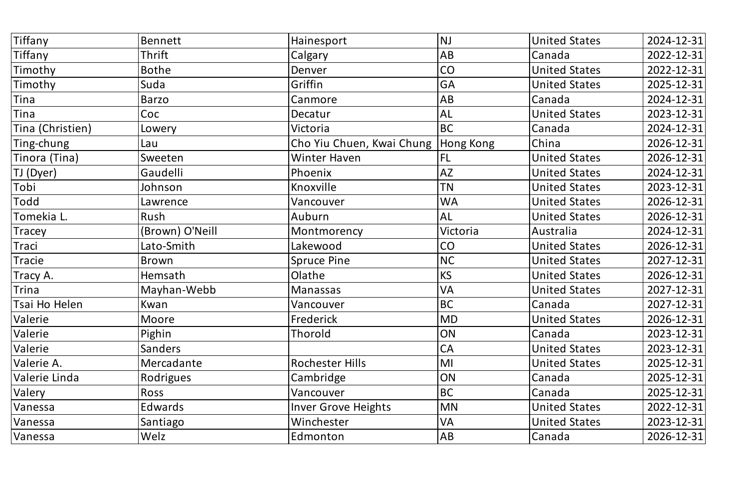| Tiffany | Bennett | Hainesport | NJ | United States | 2024-12-31 |
|---|---|---|---|---|---|
| Tiffany | Thrift | Calgary | AB | Canada | 2022-12-31 |
| Timothy | Bothe | Denver | CO | United States | 2022-12-31 |
| Timothy | Suda | Griffin | GA | United States | 2025-12-31 |
| Tina | Barzo | Canmore | AB | Canada | 2024-12-31 |
| Tina | Coc | Decatur | AL | United States | 2023-12-31 |
| Tina (Christien) | Lowery | Victoria | BC | Canada | 2024-12-31 |
| Ting-chung | Lau | Cho Yiu Chuen, Kwai Chung | Hong Kong | China | 2026-12-31 |
| Tinora (Tina) | Sweeten | Winter Haven | FL | United States | 2026-12-31 |
| TJ (Dyer) | Gaudelli | Phoenix | AZ | United States | 2024-12-31 |
| Tobi | Johnson | Knoxville | TN | United States | 2023-12-31 |
| Todd | Lawrence | Vancouver | WA | United States | 2026-12-31 |
| Tomekia L. | Rush | Auburn | AL | United States | 2026-12-31 |
| Tracey | (Brown) O'Neill | Montmorency | Victoria | Australia | 2024-12-31 |
| Traci | Lato-Smith | Lakewood | CO | United States | 2026-12-31 |
| Tracie | Brown | Spruce Pine | NC | United States | 2027-12-31 |
| Tracy A. | Hemsath | Olathe | KS | United States | 2026-12-31 |
| Trina | Mayhan-Webb | Manassas | VA | United States | 2027-12-31 |
| Tsai Ho Helen | Kwan | Vancouver | BC | Canada | 2027-12-31 |
| Valerie | Moore | Frederick | MD | United States | 2026-12-31 |
| Valerie | Pighin | Thorold | ON | Canada | 2023-12-31 |
| Valerie | Sanders | | CA | United States | 2023-12-31 |
| Valerie A. | Mercadante | Rochester Hills | MI | United States | 2025-12-31 |
| Valerie Linda | Rodrigues | Cambridge | ON | Canada | 2025-12-31 |
| Valery | Ross | Vancouver | BC | Canada | 2025-12-31 |
| Vanessa | Edwards | Inver Grove Heights | MN | United States | 2022-12-31 |
| Vanessa | Santiago | Winchester | VA | United States | 2023-12-31 |
| Vanessa | Welz | Edmonton | AB | Canada | 2026-12-31 |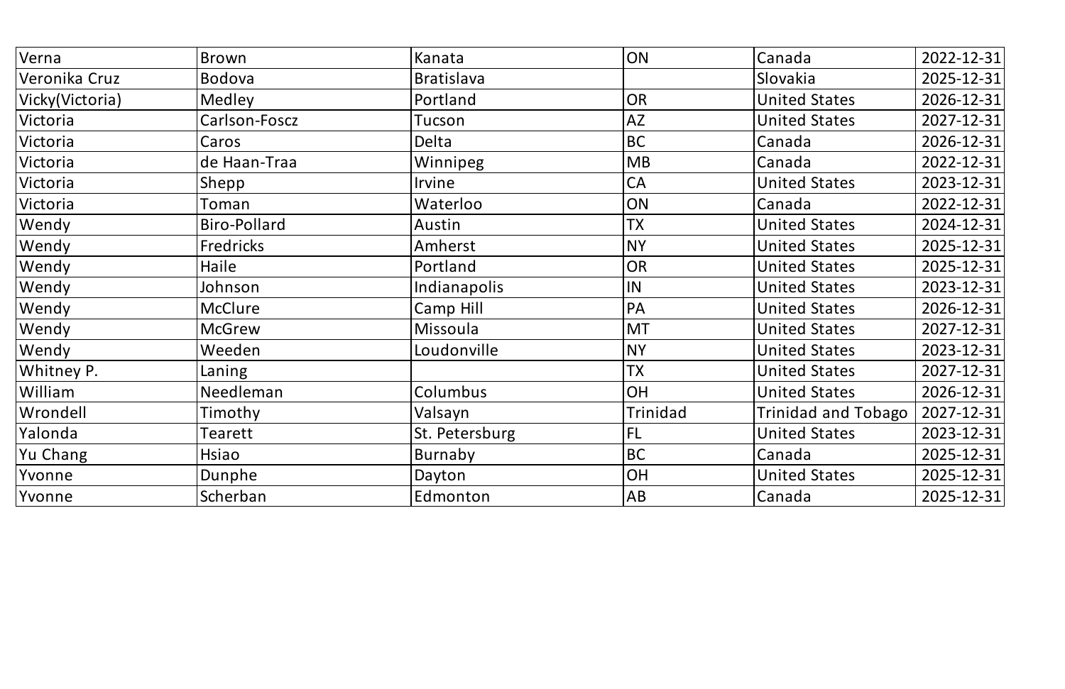| | | | | | |
|---|---|---|---|---|---|
| Verna | Brown | Kanata | ON | Canada | 2022-12-31 |
| Veronika Cruz | Bodova | Bratislava | | Slovakia | 2025-12-31 |
| Vicky(Victoria) | Medley | Portland | OR | United States | 2026-12-31 |
| Victoria | Carlson-Foscz | Tucson | AZ | United States | 2027-12-31 |
| Victoria | Caros | Delta | BC | Canada | 2026-12-31 |
| Victoria | de Haan-Traa | Winnipeg | MB | Canada | 2022-12-31 |
| Victoria | Shepp | Irvine | CA | United States | 2023-12-31 |
| Victoria | Toman | Waterloo | ON | Canada | 2022-12-31 |
| Wendy | Biro-Pollard | Austin | TX | United States | 2024-12-31 |
| Wendy | Fredricks | Amherst | NY | United States | 2025-12-31 |
| Wendy | Haile | Portland | OR | United States | 2025-12-31 |
| Wendy | Johnson | Indianapolis | IN | United States | 2023-12-31 |
| Wendy | McClure | Camp Hill | PA | United States | 2026-12-31 |
| Wendy | McGrew | Missoula | MT | United States | 2027-12-31 |
| Wendy | Weeden | Loudonville | NY | United States | 2023-12-31 |
| Whitney P. | Laning | | TX | United States | 2027-12-31 |
| William | Needleman | Columbus | OH | United States | 2026-12-31 |
| Wrondell | Timothy | Valsayn | Trinidad | Trinidad and Tobago | 2027-12-31 |
| Yalonda | Tearett | St. Petersburg | FL | United States | 2023-12-31 |
| Yu Chang | Hsiao | Burnaby | BC | Canada | 2025-12-31 |
| Yvonne | Dunphe | Dayton | OH | United States | 2025-12-31 |
| Yvonne | Scherban | Edmonton | AB | Canada | 2025-12-31 |